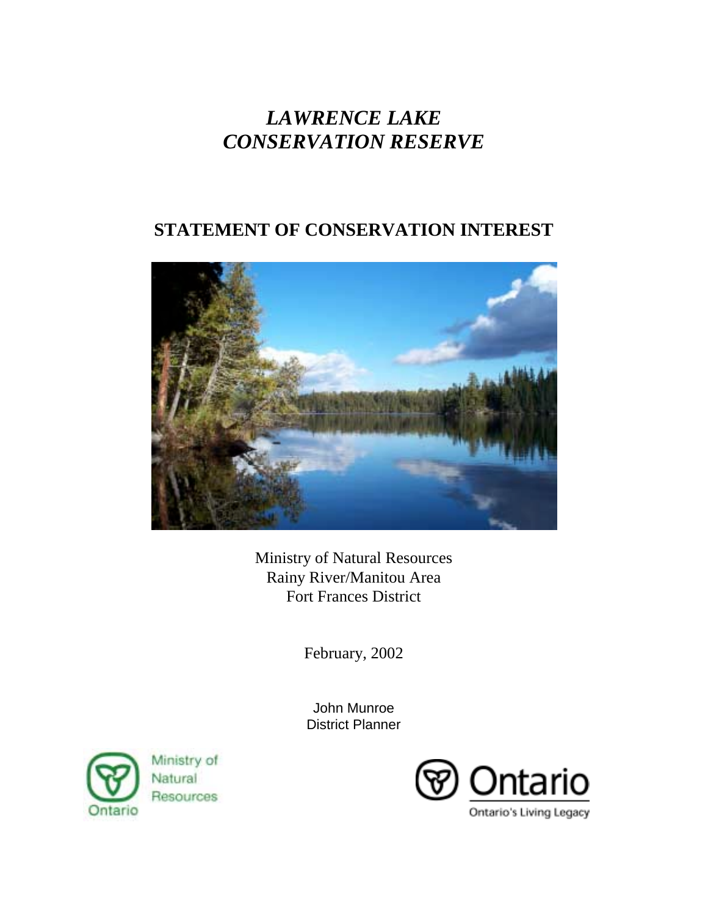# *LAWRENCE LAKE CONSERVATION RESERVE*

## STATEMENT OF CONSERVATION INTEREST

Ministry of Natural Resources
Rainy River/Manitou Area
Fort Frances District

February, 2002

John Munroe
District Planner

Ministry of Natural Resources
Ontario

Ontario
Ontario's Living Legacy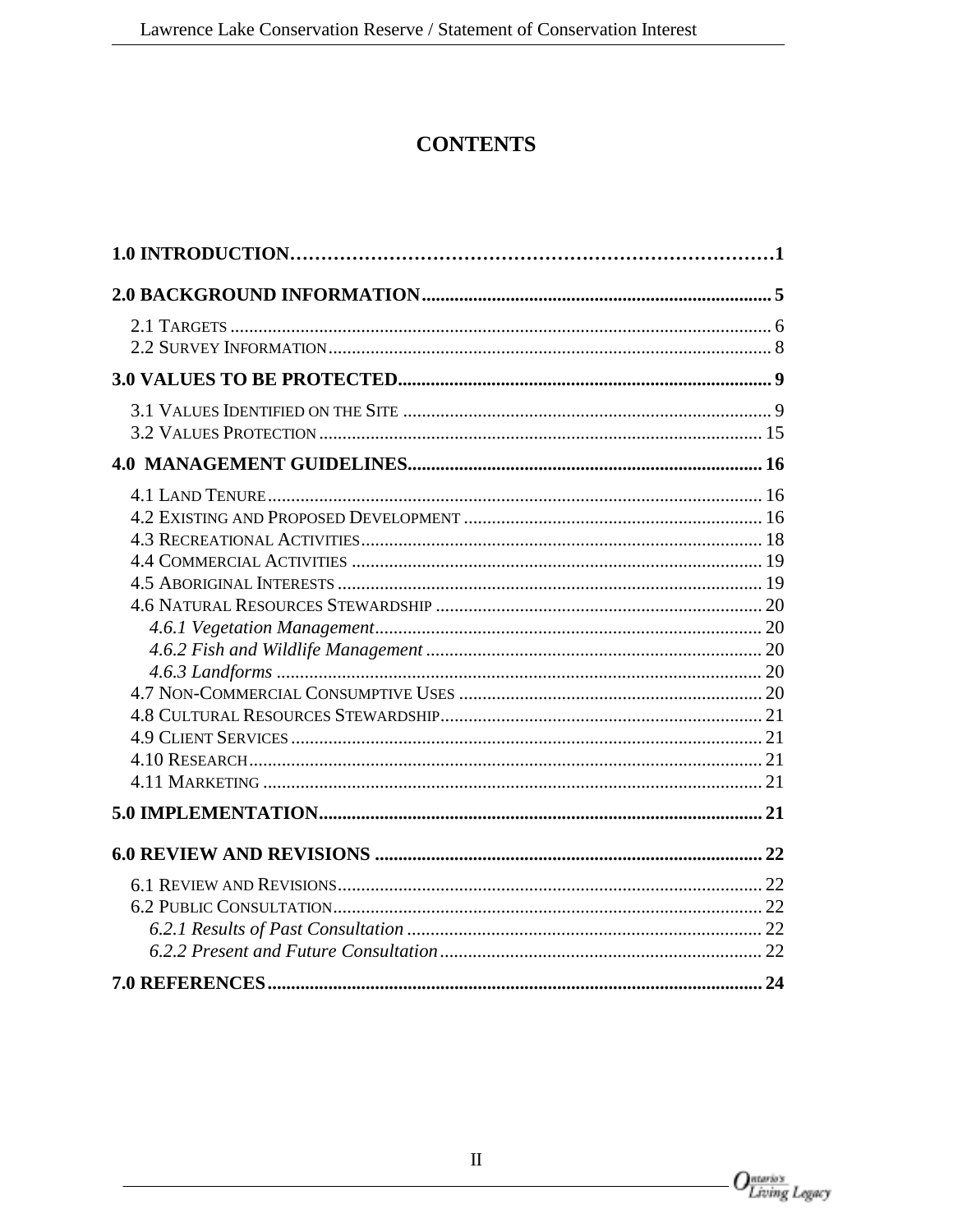# CONTENTS

**1.0 INTRODUCTION……………………………………………………………………1**

**2.0 BACKGROUND INFORMATION........................................................................... 5**

- 2.1 TARGETS ................................................................................................................... 6
- 2.2 SURVEY INFORMATION.............................................................................................. 8

**3.0 VALUES TO BE PROTECTED............................................................................... 9**

- 3.1 VALUES IDENTIFIED ON THE SITE ............................................................................... 9
- 3.2 VALUES PROTECTION ............................................................................................... 15

**4.0 MANAGEMENT GUIDELINES............................................................................ 16**

- 4.1 LAND TENURE.......................................................................................................... 16
- 4.2 EXISTING AND PROPOSED DEVELOPMENT ................................................................ 16
- 4.3 RECREATIONAL ACTIVITIES...................................................................................... 18
- 4.4 COMMERCIAL ACTIVITIES ........................................................................................ 19
- 4.5 ABORIGINAL INTERESTS ........................................................................................... 19
- 4.6 NATURAL RESOURCES STEWARDSHIP ...................................................................... 20
  - *4.6.1 Vegetation Management*................................................................................... 20
  - *4.6.2 Fish and Wildlife Management* ........................................................................ 20
  - *4.6.3 Landforms* ........................................................................................................ 20
- 4.7 NON-COMMERCIAL CONSUMPTIVE USES ................................................................. 20
- 4.8 CULTURAL RESOURCES STEWARDSHIP.................................................................... 21
- 4.9 CLIENT SERVICES ..................................................................................................... 21
- 4.10 RESEARCH.............................................................................................................. 21
- 4.11 MARKETING ........................................................................................................... 21

**5.0 IMPLEMENTATION............................................................................................... 21**

**6.0 REVIEW AND REVISIONS .................................................................................. 22**

- 6.1 REVIEW AND REVISIONS........................................................................................... 22
- 6.2 PUBLIC CONSULTATION............................................................................................ 22
  - *6.2.1 Results of Past Consultation* ............................................................................ 22
  - *6.2.2 Present and Future Consultation*..................................................................... 22

**7.0 REFERENCES.......................................................................................................... 24**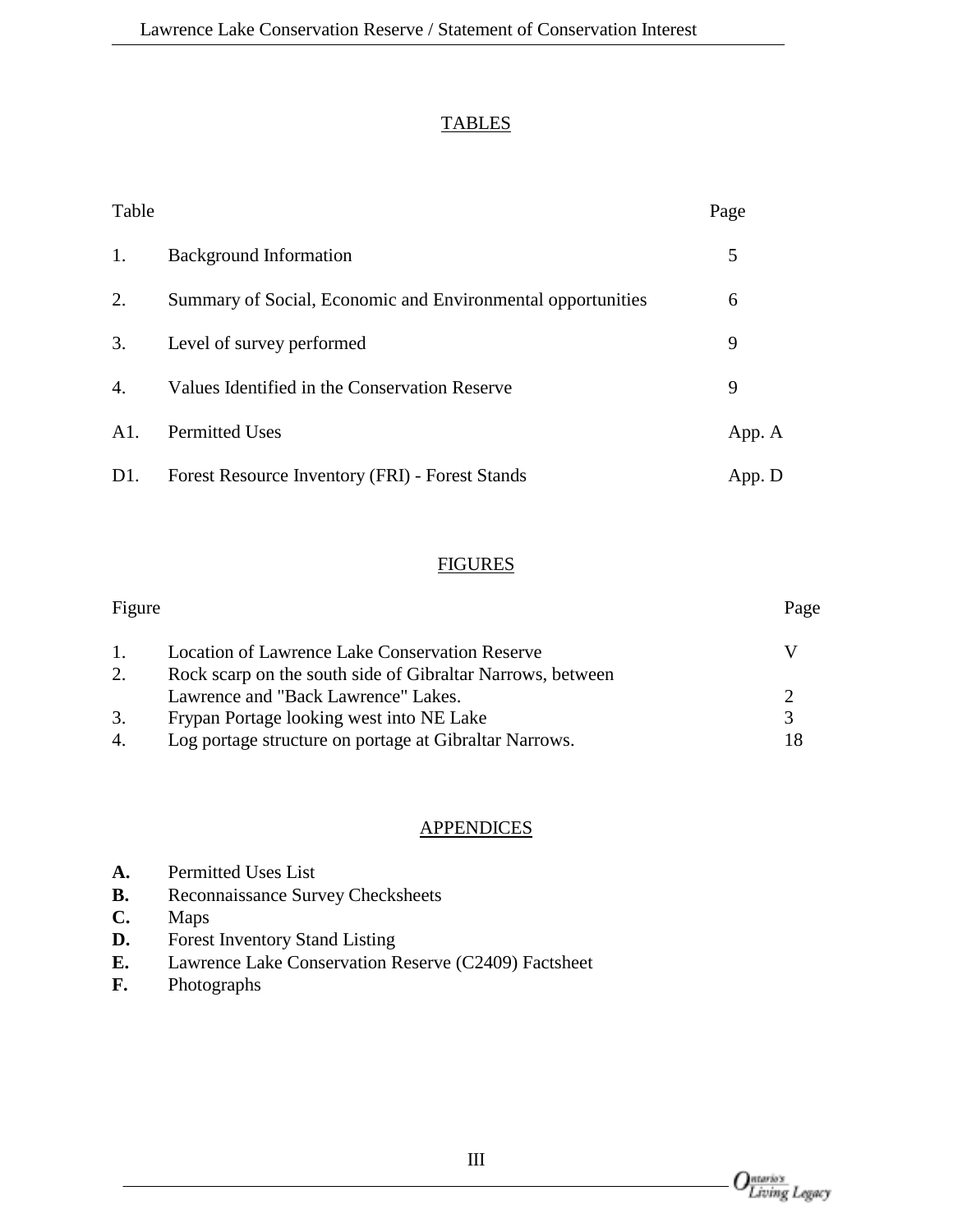## TABLES

| Table | | Page |
|---|---|---|
| 1. | Background Information | 5 |
| 2. | Summary of Social, Economic and Environmental opportunities | 6 |
| 3. | Level of survey performed | 9 |
| 4. | Values Identified in the Conservation Reserve | 9 |
| A1. | Permitted Uses | App. A |
| D1. | Forest Resource Inventory (FRI) - Forest Stands | App. D |

## FIGURES

| Figure | | Page |
|---|---|---|
| 1. | Location of Lawrence Lake Conservation Reserve | V |
| 2. | Rock scarp on the south side of Gibraltar Narrows, between Lawrence and "Back Lawrence" Lakes. | 2 |
| 3. | Frypan Portage looking west into NE Lake | 3 |
| 4. | Log portage structure on portage at Gibraltar Narrows. | 18 |

## APPENDICES

**A.** Permitted Uses List
**B.** Reconnaissance Survey Checksheets
**C.** Maps
**D.** Forest Inventory Stand Listing
**E.** Lawrence Lake Conservation Reserve (C2409) Factsheet
**F.** Photographs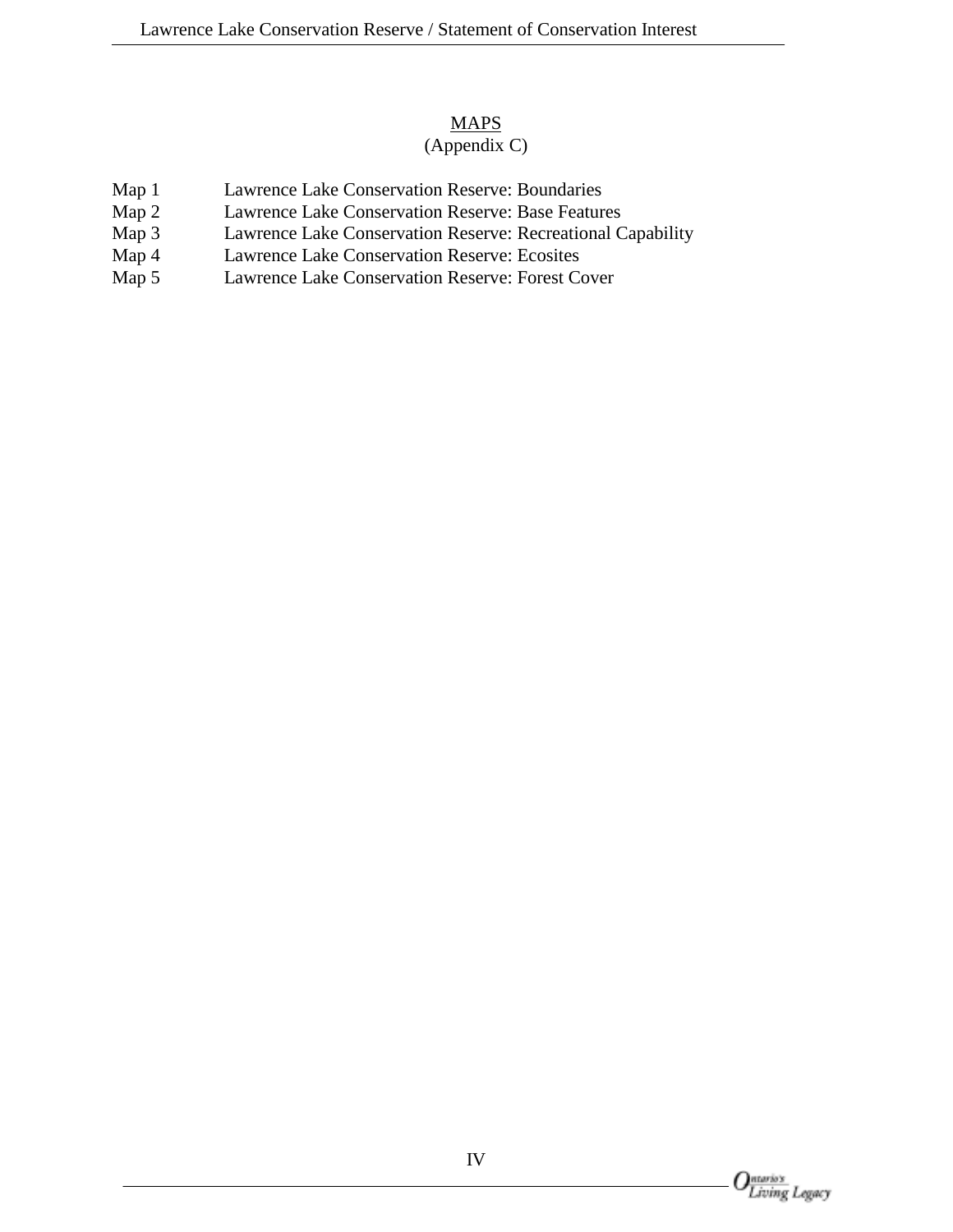## MAPS
(Appendix C)

| | |
|---|---|
| Map 1 | Lawrence Lake Conservation Reserve: Boundaries |
| Map 2 | Lawrence Lake Conservation Reserve: Base Features |
| Map 3 | Lawrence Lake Conservation Reserve: Recreational Capability |
| Map 4 | Lawrence Lake Conservation Reserve: Ecosites |
| Map 5 | Lawrence Lake Conservation Reserve: Forest Cover |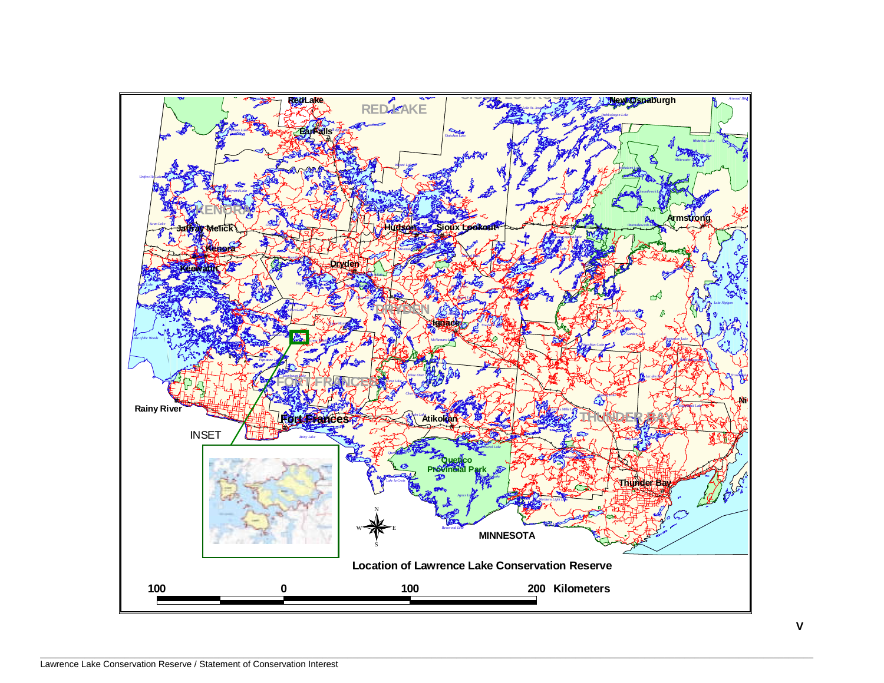Location of Lawrence Lake Conservation Reserve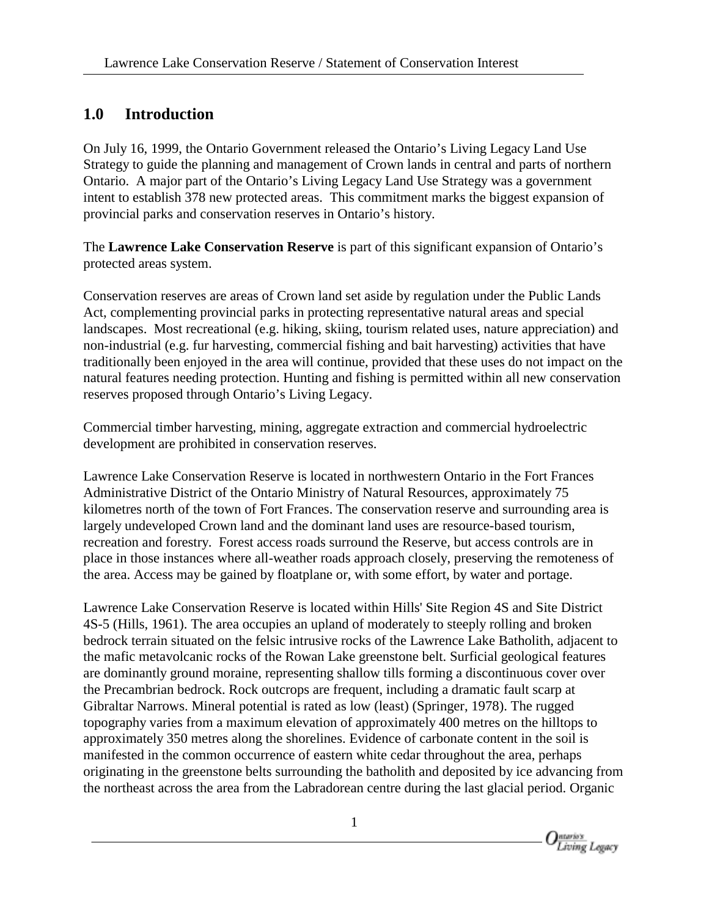## 1.0 Introduction

On July 16, 1999, the Ontario Government released the Ontario's Living Legacy Land Use Strategy to guide the planning and management of Crown lands in central and parts of northern Ontario. A major part of the Ontario's Living Legacy Land Use Strategy was a government intent to establish 378 new protected areas. This commitment marks the biggest expansion of provincial parks and conservation reserves in Ontario's history.

The **Lawrence Lake Conservation Reserve** is part of this significant expansion of Ontario's protected areas system.

Conservation reserves are areas of Crown land set aside by regulation under the Public Lands Act, complementing provincial parks in protecting representative natural areas and special landscapes. Most recreational (e.g. hiking, skiing, tourism related uses, nature appreciation) and non-industrial (e.g. fur harvesting, commercial fishing and bait harvesting) activities that have traditionally been enjoyed in the area will continue, provided that these uses do not impact on the natural features needing protection. Hunting and fishing is permitted within all new conservation reserves proposed through Ontario's Living Legacy.

Commercial timber harvesting, mining, aggregate extraction and commercial hydroelectric development are prohibited in conservation reserves.

Lawrence Lake Conservation Reserve is located in northwestern Ontario in the Fort Frances Administrative District of the Ontario Ministry of Natural Resources, approximately 75 kilometres north of the town of Fort Frances. The conservation reserve and surrounding area is largely undeveloped Crown land and the dominant land uses are resource-based tourism, recreation and forestry. Forest access roads surround the Reserve, but access controls are in place in those instances where all-weather roads approach closely, preserving the remoteness of the area. Access may be gained by floatplane or, with some effort, by water and portage.

Lawrence Lake Conservation Reserve is located within Hills' Site Region 4S and Site District 4S-5 (Hills, 1961). The area occupies an upland of moderately to steeply rolling and broken bedrock terrain situated on the felsic intrusive rocks of the Lawrence Lake Batholith, adjacent to the mafic metavolcanic rocks of the Rowan Lake greenstone belt. Surficial geological features are dominantly ground moraine, representing shallow tills forming a discontinuous cover over the Precambrian bedrock. Rock outcrops are frequent, including a dramatic fault scarp at Gibraltar Narrows. Mineral potential is rated as low (least) (Springer, 1978). The rugged topography varies from a maximum elevation of approximately 400 metres on the hilltops to approximately 350 metres along the shorelines. Evidence of carbonate content in the soil is manifested in the common occurrence of eastern white cedar throughout the area, perhaps originating in the greenstone belts surrounding the batholith and deposited by ice advancing from the northeast across the area from the Labradorean centre during the last glacial period. Organic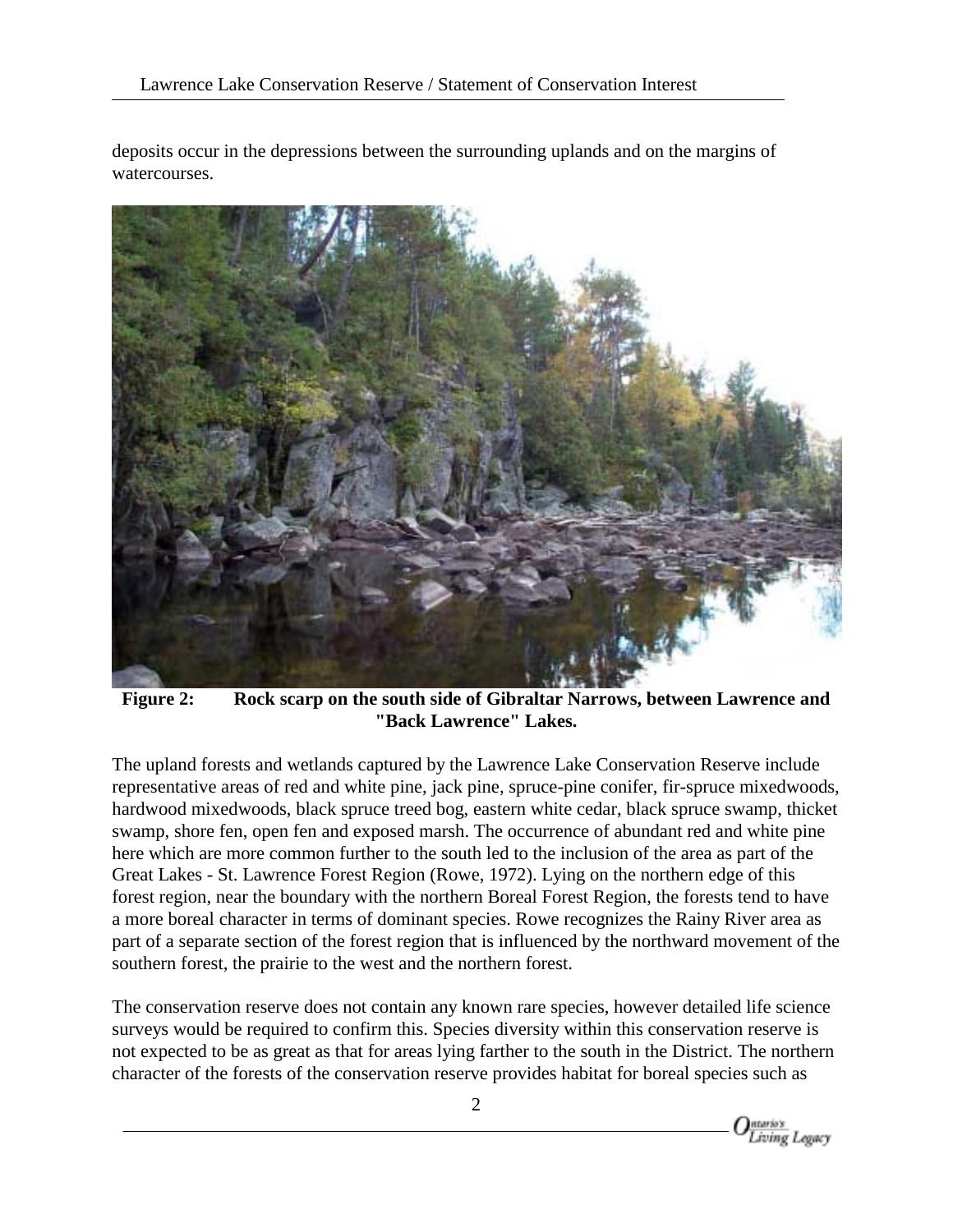deposits occur in the depressions between the surrounding uplands and on the margins of watercourses.

**Figure 2: Rock scarp on the south side of Gibraltar Narrows, between Lawrence and "Back Lawrence" Lakes.**

The upland forests and wetlands captured by the Lawrence Lake Conservation Reserve include representative areas of red and white pine, jack pine, spruce-pine conifer, fir-spruce mixedwoods, hardwood mixedwoods, black spruce treed bog, eastern white cedar, black spruce swamp, thicket swamp, shore fen, open fen and exposed marsh. The occurrence of abundant red and white pine here which are more common further to the south led to the inclusion of the area as part of the Great Lakes - St. Lawrence Forest Region (Rowe, 1972). Lying on the northern edge of this forest region, near the boundary with the northern Boreal Forest Region, the forests tend to have a more boreal character in terms of dominant species. Rowe recognizes the Rainy River area as part of a separate section of the forest region that is influenced by the northward movement of the southern forest, the prairie to the west and the northern forest.

The conservation reserve does not contain any known rare species, however detailed life science surveys would be required to confirm this. Species diversity within this conservation reserve is not expected to be as great as that for areas lying farther to the south in the District. The northern character of the forests of the conservation reserve provides habitat for boreal species such as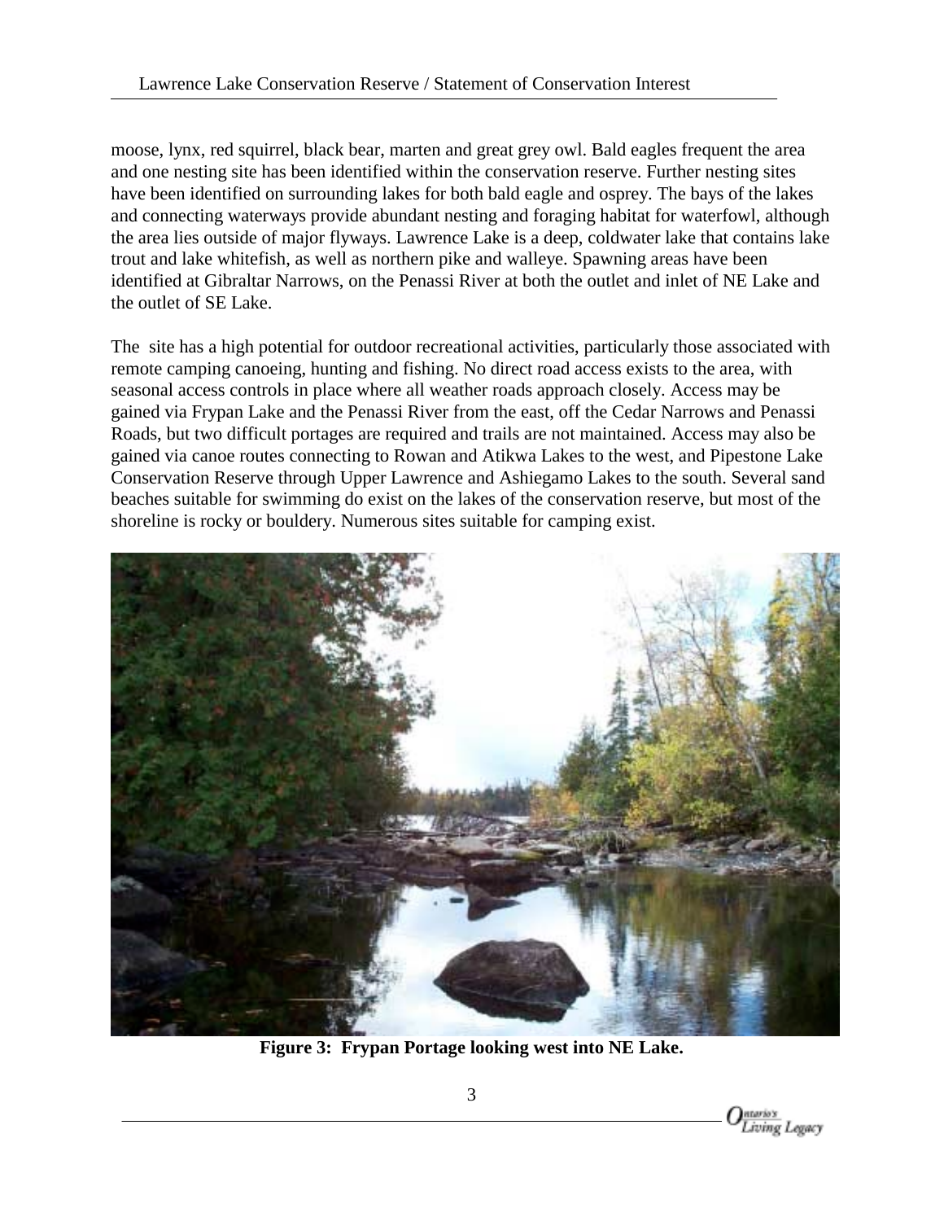moose, lynx, red squirrel, black bear, marten and great grey owl. Bald eagles frequent the area and one nesting site has been identified within the conservation reserve. Further nesting sites have been identified on surrounding lakes for both bald eagle and osprey. The bays of the lakes and connecting waterways provide abundant nesting and foraging habitat for waterfowl, although the area lies outside of major flyways. Lawrence Lake is a deep, coldwater lake that contains lake trout and lake whitefish, as well as northern pike and walleye. Spawning areas have been identified at Gibraltar Narrows, on the Penassi River at both the outlet and inlet of NE Lake and the outlet of SE Lake.

The site has a high potential for outdoor recreational activities, particularly those associated with remote camping canoeing, hunting and fishing. No direct road access exists to the area, with seasonal access controls in place where all weather roads approach closely. Access may be gained via Frypan Lake and the Penassi River from the east, off the Cedar Narrows and Penassi Roads, but two difficult portages are required and trails are not maintained. Access may also be gained via canoe routes connecting to Rowan and Atikwa Lakes to the west, and Pipestone Lake Conservation Reserve through Upper Lawrence and Ashiegamo Lakes to the south. Several sand beaches suitable for swimming do exist on the lakes of the conservation reserve, but most of the shoreline is rocky or bouldery. Numerous sites suitable for camping exist.

**Figure 3: Frypan Portage looking west into NE Lake.**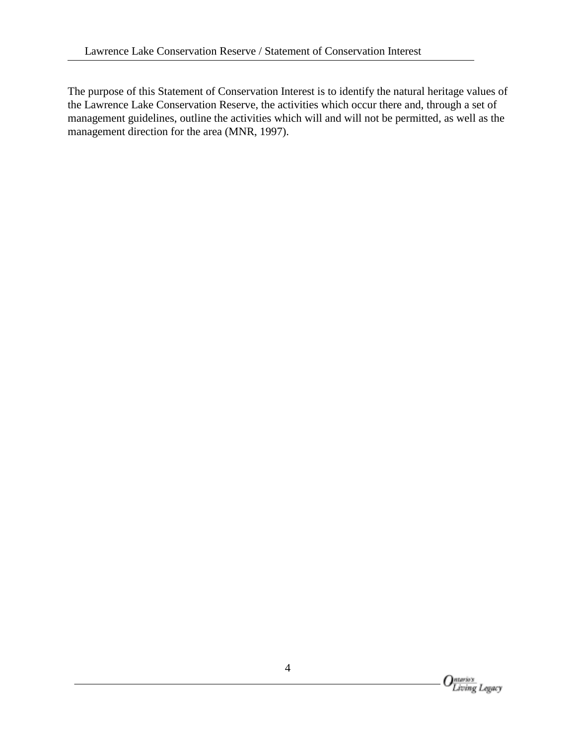The purpose of this Statement of Conservation Interest is to identify the natural heritage values of the Lawrence Lake Conservation Reserve, the activities which occur there and, through a set of management guidelines, outline the activities which will and will not be permitted, as well as the management direction for the area (MNR, 1997).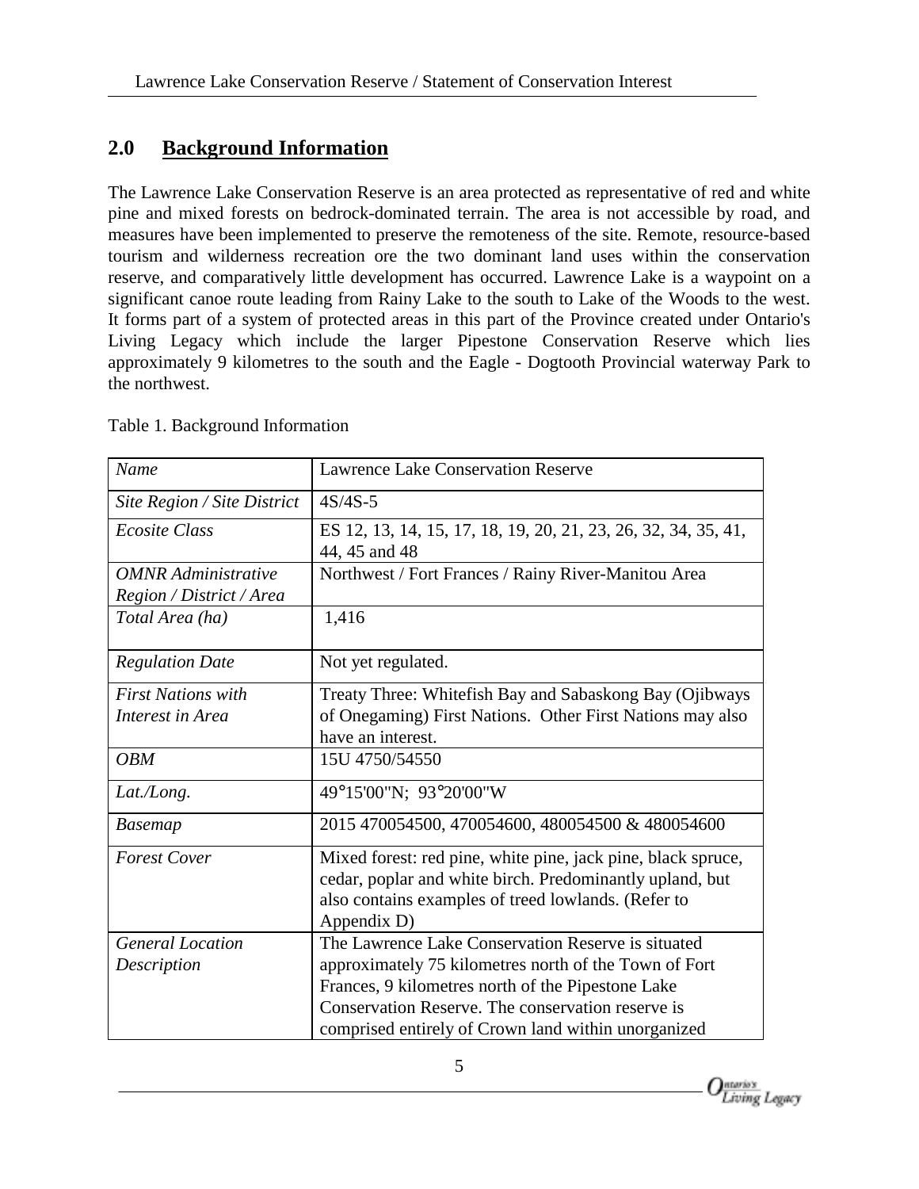## 2.0 Background Information

The Lawrence Lake Conservation Reserve is an area protected as representative of red and white pine and mixed forests on bedrock-dominated terrain. The area is not accessible by road, and measures have been implemented to preserve the remoteness of the site. Remote, resource-based tourism and wilderness recreation ore the two dominant land uses within the conservation reserve, and comparatively little development has occurred. Lawrence Lake is a waypoint on a significant canoe route leading from Rainy Lake to the south to Lake of the Woods to the west. It forms part of a system of protected areas in this part of the Province created under Ontario's Living Legacy which include the larger Pipestone Conservation Reserve which lies approximately 9 kilometres to the south and the Eagle - Dogtooth Provincial waterway Park to the northwest.

Table 1. Background Information

| *Name* | Lawrence Lake Conservation Reserve |
|---|---|
| *Site Region / Site District* | 4S/4S-5 |
| *Ecosite Class* | ES 12, 13, 14, 15, 17, 18, 19, 20, 21, 23, 26, 32, 34, 35, 41, 44, 45 and 48 |
| *OMNR Administrative Region / District / Area* | Northwest / Fort Frances / Rainy River-Manitou Area |
| *Total Area (ha)* | 1,416 |
| *Regulation Date* | Not yet regulated. |
| *First Nations with Interest in Area* | Treaty Three: Whitefish Bay and Sabaskong Bay (Ojibways of Onegaming) First Nations. Other First Nations may also have an interest. |
| *OBM* | 15U 4750/54550 |
| *Lat./Long.* | 49°15'00"N; 93°20'00"W |
| *Basemap* | 2015 470054500, 470054600, 480054500 & 480054600 |
| *Forest Cover* | Mixed forest: red pine, white pine, jack pine, black spruce, cedar, poplar and white birch. Predominantly upland, but also contains examples of treed lowlands. (Refer to Appendix D) |
| *General Location Description* | The Lawrence Lake Conservation Reserve is situated approximately 75 kilometres north of the Town of Fort Frances, 9 kilometres north of the Pipestone Lake Conservation Reserve. The conservation reserve is comprised entirely of Crown land within unorganized |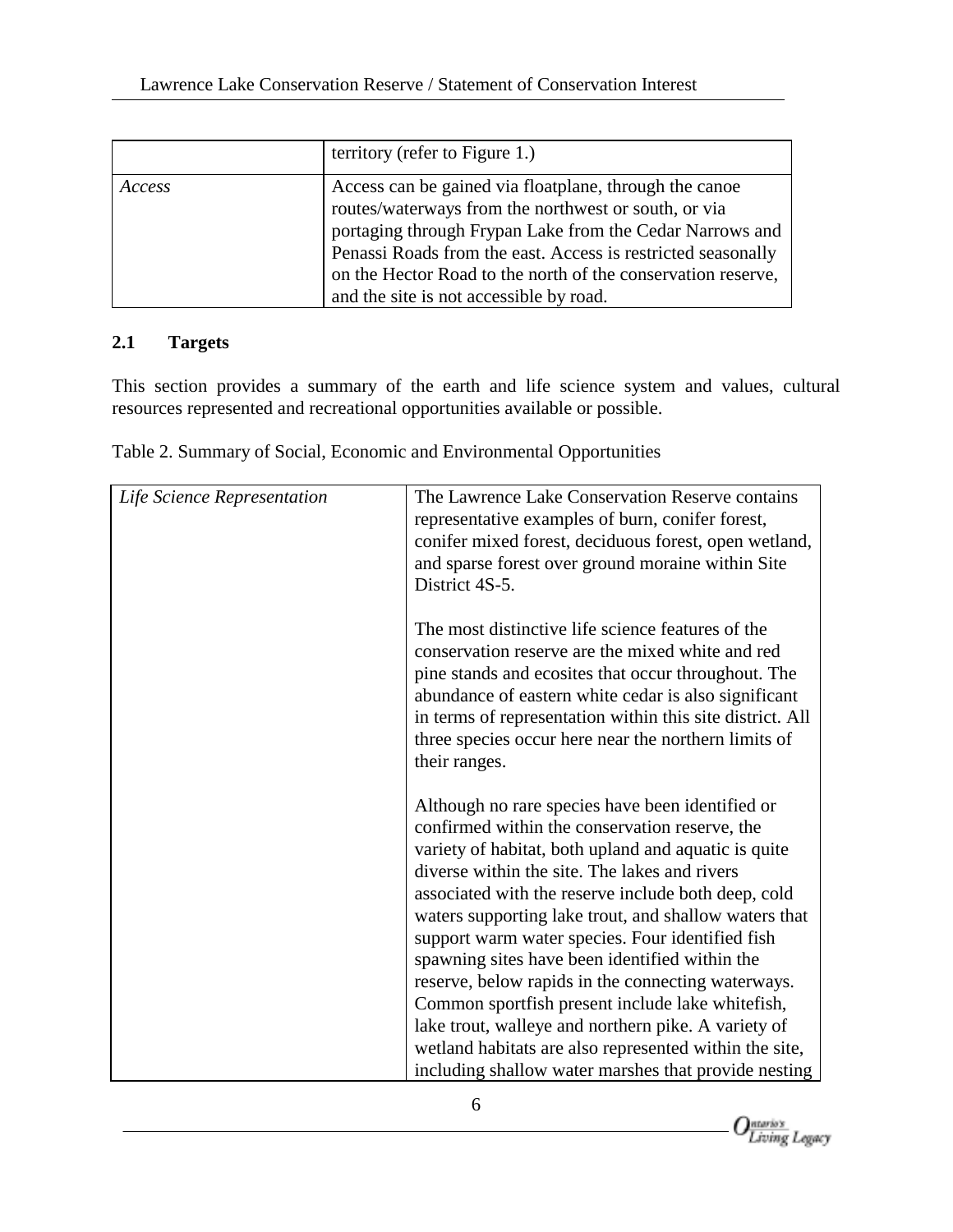| | |
|---|---|
| | territory (refer to Figure 1.) |
| *Access* | Access can be gained via floatplane, through the canoe routes/waterways from the northwest or south, or via portaging through Frypan Lake from the Cedar Narrows and Penassi Roads from the east. Access is restricted seasonally on the Hector Road to the north of the conservation reserve, and the site is not accessible by road. |

### 2.1 Targets

This section provides a summary of the earth and life science system and values, cultural resources represented and recreational opportunities available or possible.

Table 2. Summary of Social, Economic and Environmental Opportunities

| | |
|---|---|
| *Life Science Representation* | The Lawrence Lake Conservation Reserve contains representative examples of burn, conifer forest, conifer mixed forest, deciduous forest, open wetland, and sparse forest over ground moraine within Site District 4S-5.<br><br>The most distinctive life science features of the conservation reserve are the mixed white and red pine stands and ecosites that occur throughout. The abundance of eastern white cedar is also significant in terms of representation within this site district. All three species occur here near the northern limits of their ranges.<br><br>Although no rare species have been identified or confirmed within the conservation reserve, the variety of habitat, both upland and aquatic is quite diverse within the site. The lakes and rivers associated with the reserve include both deep, cold waters supporting lake trout, and shallow waters that support warm water species. Four identified fish spawning sites have been identified within the reserve, below rapids in the connecting waterways. Common sportfish present include lake whitefish, lake trout, walleye and northern pike. A variety of wetland habitats are also represented within the site, including shallow water marshes that provide nesting |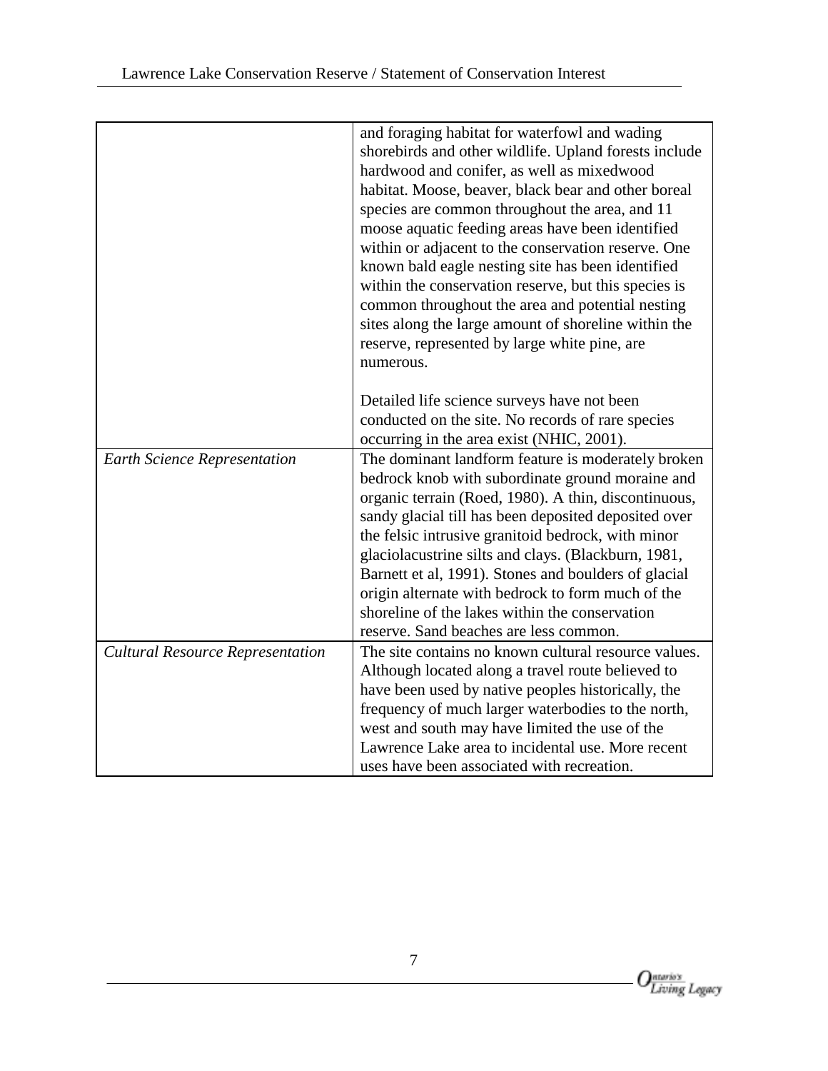| | |
|---|---|
| | and foraging habitat for waterfowl and wading shorebirds and other wildlife. Upland forests include hardwood and conifer, as well as mixedwood habitat. Moose, beaver, black bear and other boreal species are common throughout the area, and 11 moose aquatic feeding areas have been identified within or adjacent to the conservation reserve. One known bald eagle nesting site has been identified within the conservation reserve, but this species is common throughout the area and potential nesting sites along the large amount of shoreline within the reserve, represented by large white pine, are numerous.<br><br>Detailed life science surveys have not been conducted on the site. No records of rare species occurring in the area exist (NHIC, 2001). |
| *Earth Science Representation* | The dominant landform feature is moderately broken bedrock knob with subordinate ground moraine and organic terrain (Roed, 1980). A thin, discontinuous, sandy glacial till has been deposited deposited over the felsic intrusive granitoid bedrock, with minor glaciolacustrine silts and clays. (Blackburn, 1981, Barnett et al, 1991). Stones and boulders of glacial origin alternate with bedrock to form much of the shoreline of the lakes within the conservation reserve. Sand beaches are less common. |
| *Cultural Resource Representation* | The site contains no known cultural resource values. Although located along a travel route believed to have been used by native peoples historically, the frequency of much larger waterbodies to the north, west and south may have limited the use of the Lawrence Lake area to incidental use. More recent uses have been associated with recreation. |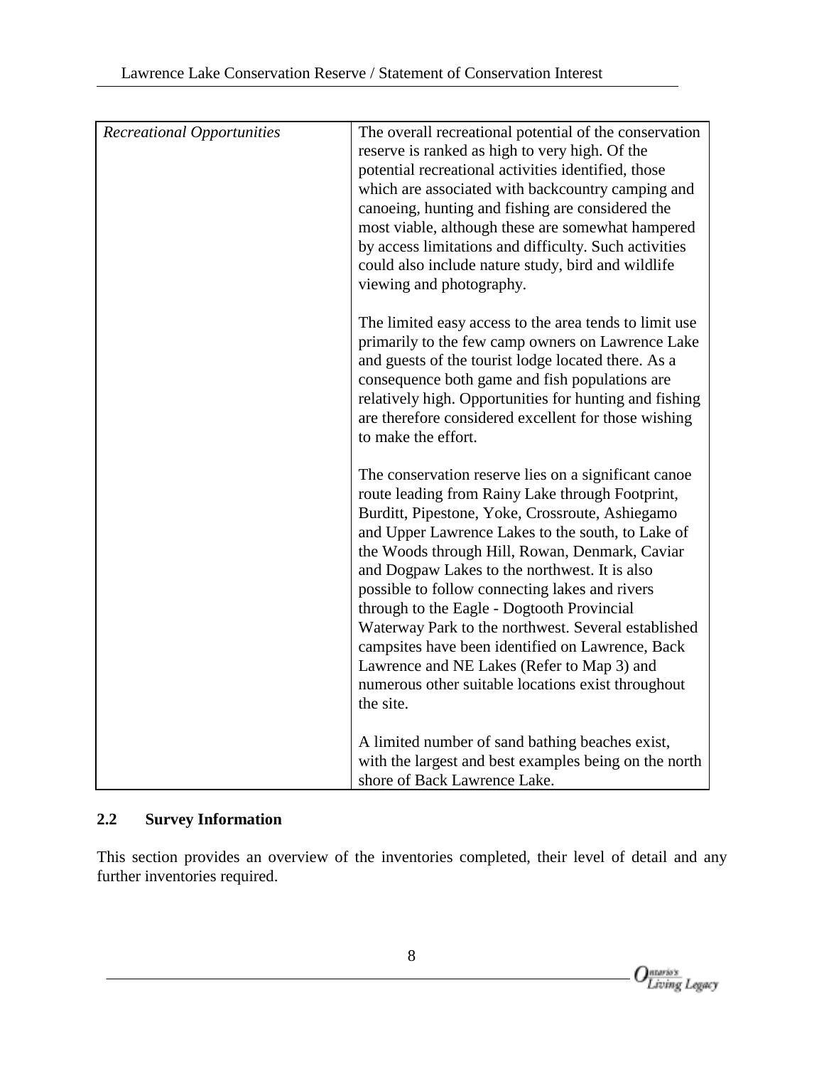| | |
|---|---|
| *Recreational Opportunities* | The overall recreational potential of the conservation reserve is ranked as high to very high. Of the potential recreational activities identified, those which are associated with backcountry camping and canoeing, hunting and fishing are considered the most viable, although these are somewhat hampered by access limitations and difficulty. Such activities could also include nature study, bird and wildlife viewing and photography.<br><br>The limited easy access to the area tends to limit use primarily to the few camp owners on Lawrence Lake and guests of the tourist lodge located there. As a consequence both game and fish populations are relatively high. Opportunities for hunting and fishing are therefore considered excellent for those wishing to make the effort.<br><br>The conservation reserve lies on a significant canoe route leading from Rainy Lake through Footprint, Burditt, Pipestone, Yoke, Crossroute, Ashiegamo and Upper Lawrence Lakes to the south, to Lake of the Woods through Hill, Rowan, Denmark, Caviar and Dogpaw Lakes to the northwest. It is also possible to follow connecting lakes and rivers through to the Eagle - Dogtooth Provincial Waterway Park to the northwest. Several established campsites have been identified on Lawrence, Back Lawrence and NE Lakes (Refer to Map 3) and numerous other suitable locations exist throughout the site.<br><br>A limited number of sand bathing beaches exist, with the largest and best examples being on the north shore of Back Lawrence Lake. |

## 2.2 Survey Information

This section provides an overview of the inventories completed, their level of detail and any further inventories required.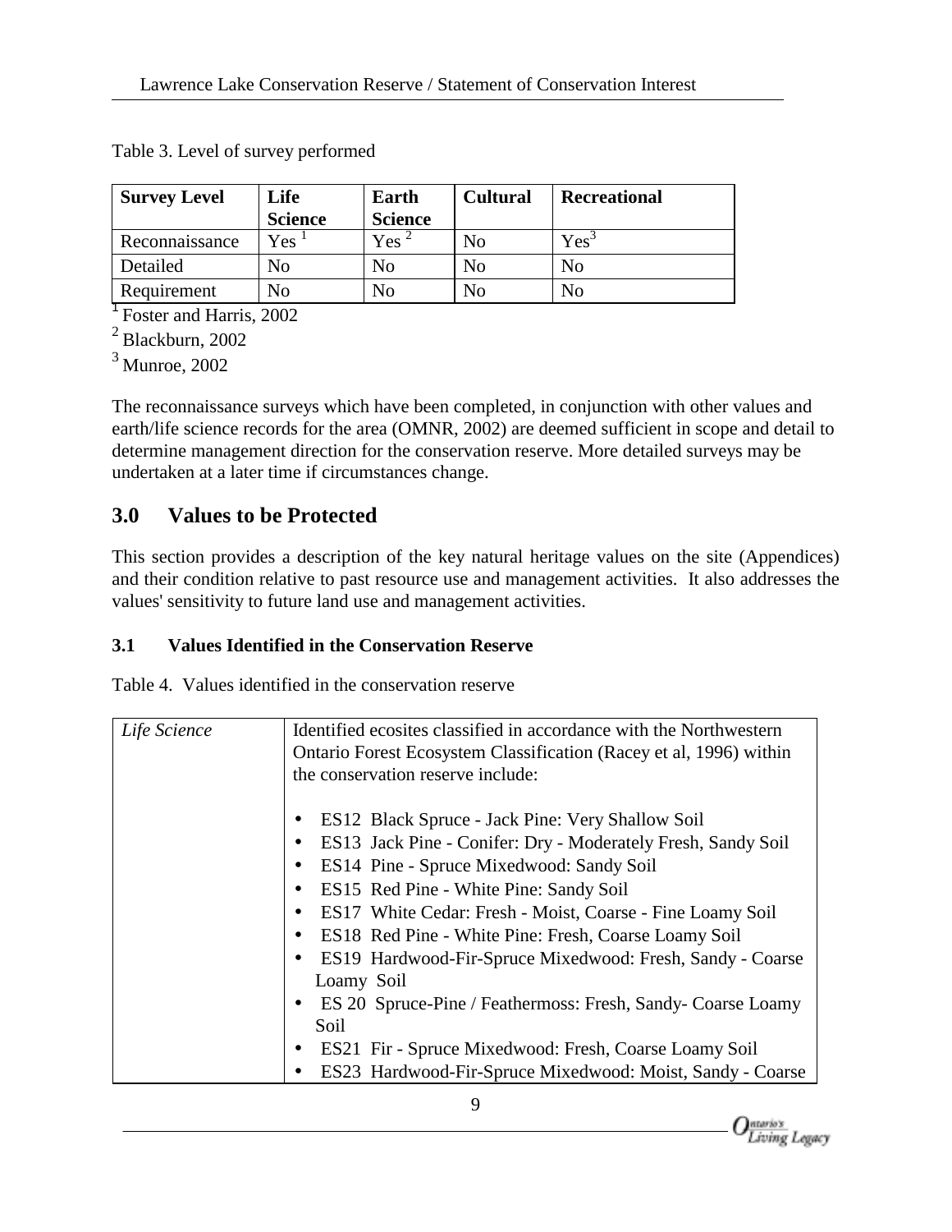Table 3. Level of survey performed

| Survey Level | Life Science | Earth Science | Cultural | Recreational |
|---|---|---|---|---|
| Reconnaissance | Yes [1] | Yes [2] | No | Yes[3] |
| Detailed | No | No | No | No |
| Requirement | No | No | No | No |

[1] Foster and Harris, 2002

[2] Blackburn, 2002

[3] Munroe, 2002

The reconnaissance surveys which have been completed, in conjunction with other values and earth/life science records for the area (OMNR, 2002) are deemed sufficient in scope and detail to determine management direction for the conservation reserve. More detailed surveys may be undertaken at a later time if circumstances change.

## 3.0 Values to be Protected

This section provides a description of the key natural heritage values on the site (Appendices) and their condition relative to past resource use and management activities. It also addresses the values' sensitivity to future land use and management activities.

### 3.1 Values Identified in the Conservation Reserve

Table 4. Values identified in the conservation reserve

| | |
|---|---|
| *Life Science* | Identified ecosites classified in accordance with the Northwestern Ontario Forest Ecosystem Classification (Racey et al, 1996) within the conservation reserve include:<br><br>• ES12 Black Spruce - Jack Pine: Very Shallow Soil<br>• ES13 Jack Pine - Conifer: Dry - Moderately Fresh, Sandy Soil<br>• ES14 Pine - Spruce Mixedwood: Sandy Soil<br>• ES15 Red Pine - White Pine: Sandy Soil<br>• ES17 White Cedar: Fresh - Moist, Coarse - Fine Loamy Soil<br>• ES18 Red Pine - White Pine: Fresh, Coarse Loamy Soil<br>• ES19 Hardwood-Fir-Spruce Mixedwood: Fresh, Sandy - Coarse Loamy Soil<br>• ES 20 Spruce-Pine / Feathermoss: Fresh, Sandy- Coarse Loamy Soil<br>• ES21 Fir - Spruce Mixedwood: Fresh, Coarse Loamy Soil<br>• ES23 Hardwood-Fir-Spruce Mixedwood: Moist, Sandy - Coarse |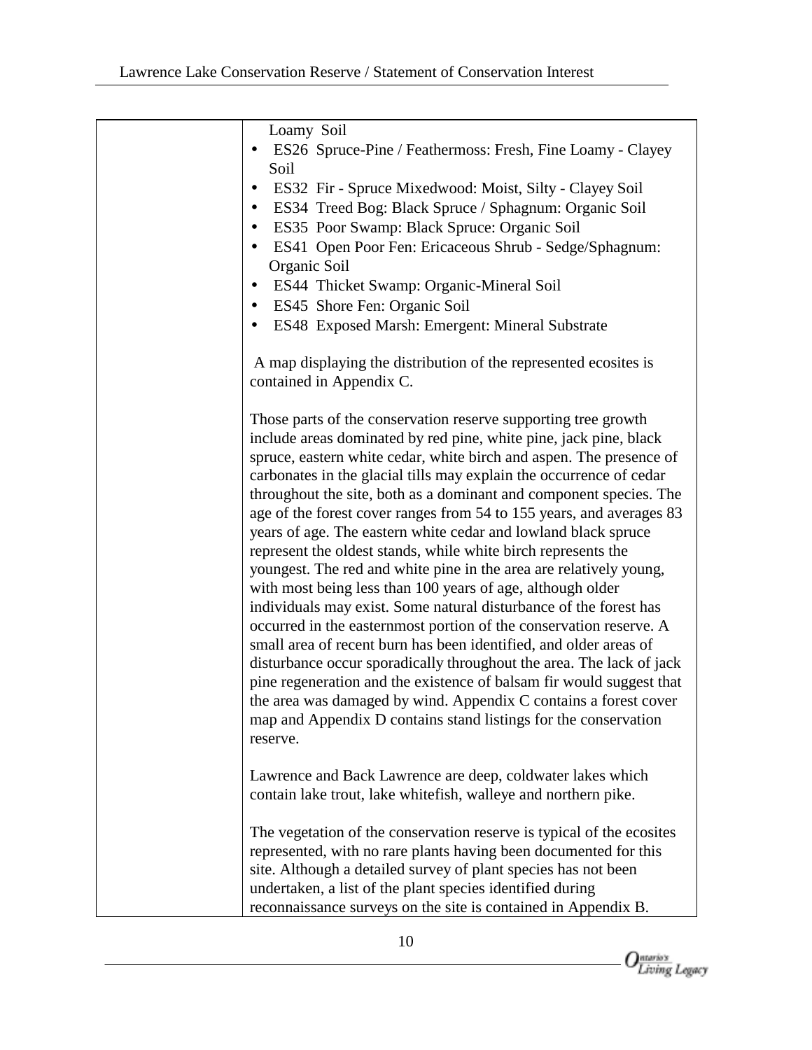| | Loamy Soil<br>• ES26 Spruce-Pine / Feathermoss: Fresh, Fine Loamy - Clayey Soil<br>• ES32 Fir - Spruce Mixedwood: Moist, Silty - Clayey Soil<br>• ES34 Treed Bog: Black Spruce / Sphagnum: Organic Soil<br>• ES35 Poor Swamp: Black Spruce: Organic Soil<br>• ES41 Open Poor Fen: Ericaceous Shrub - Sedge/Sphagnum: Organic Soil<br>• ES44 Thicket Swamp: Organic-Mineral Soil<br>• ES45 Shore Fen: Organic Soil<br>• ES48 Exposed Marsh: Emergent: Mineral Substrate<br><br>A map displaying the distribution of the represented ecosites is contained in Appendix C.<br><br>Those parts of the conservation reserve supporting tree growth include areas dominated by red pine, white pine, jack pine, black spruce, eastern white cedar, white birch and aspen. The presence of carbonates in the glacial tills may explain the occurrence of cedar throughout the site, both as a dominant and component species. The age of the forest cover ranges from 54 to 155 years, and averages 83 years of age. The eastern white cedar and lowland black spruce represent the oldest stands, while white birch represents the youngest. The red and white pine in the area are relatively young, with most being less than 100 years of age, although older individuals may exist. Some natural disturbance of the forest has occurred in the easternmost portion of the conservation reserve. A small area of recent burn has been identified, and older areas of disturbance occur sporadically throughout the area. The lack of jack pine regeneration and the existence of balsam fir would suggest that the area was damaged by wind. Appendix C contains a forest cover map and Appendix D contains stand listings for the conservation reserve.<br><br>Lawrence and Back Lawrence are deep, coldwater lakes which contain lake trout, lake whitefish, walleye and northern pike.<br><br>The vegetation of the conservation reserve is typical of the ecosites represented, with no rare plants having been documented for this site. Although a detailed survey of plant species has not been undertaken, a list of the plant species identified during reconnaissance surveys on the site is contained in Appendix B. |
|---|---|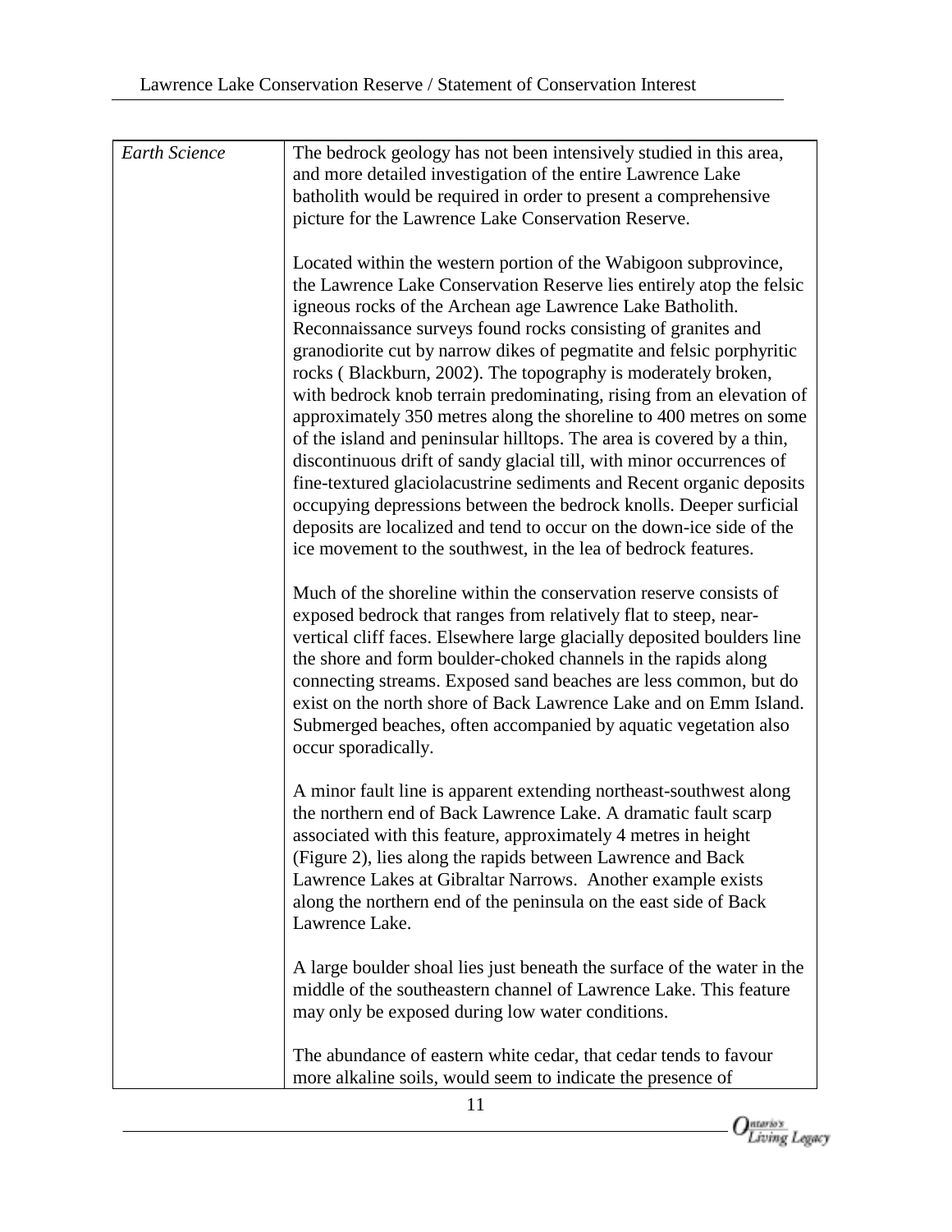| | |
|---|---|
| *Earth Science* | The bedrock geology has not been intensively studied in this area, and more detailed investigation of the entire Lawrence Lake batholith would be required in order to present a comprehensive picture for the Lawrence Lake Conservation Reserve.<br><br>Located within the western portion of the Wabigoon subprovince, the Lawrence Lake Conservation Reserve lies entirely atop the felsic igneous rocks of the Archean age Lawrence Lake Batholith. Reconnaissance surveys found rocks consisting of granites and granodiorite cut by narrow dikes of pegmatite and felsic porphyritic rocks ( Blackburn, 2002). The topography is moderately broken, with bedrock knob terrain predominating, rising from an elevation of approximately 350 metres along the shoreline to 400 metres on some of the island and peninsular hilltops. The area is covered by a thin, discontinuous drift of sandy glacial till, with minor occurrences of fine-textured glaciolacustrine sediments and Recent organic deposits occupying depressions between the bedrock knolls. Deeper surficial deposits are localized and tend to occur on the down-ice side of the ice movement to the southwest, in the lea of bedrock features.<br><br>Much of the shoreline within the conservation reserve consists of exposed bedrock that ranges from relatively flat to steep, near-vertical cliff faces. Elsewhere large glacially deposited boulders line the shore and form boulder-choked channels in the rapids along connecting streams. Exposed sand beaches are less common, but do exist on the north shore of Back Lawrence Lake and on Emm Island. Submerged beaches, often accompanied by aquatic vegetation also occur sporadically.<br><br>A minor fault line is apparent extending northeast-southwest along the northern end of Back Lawrence Lake. A dramatic fault scarp associated with this feature, approximately 4 metres in height (Figure 2), lies along the rapids between Lawrence and Back Lawrence Lakes at Gibraltar Narrows. Another example exists along the northern end of the peninsula on the east side of Back Lawrence Lake.<br><br>A large boulder shoal lies just beneath the surface of the water in the middle of the southeastern channel of Lawrence Lake. This feature may only be exposed during low water conditions.<br><br>The abundance of eastern white cedar, that cedar tends to favour more alkaline soils, would seem to indicate the presence of |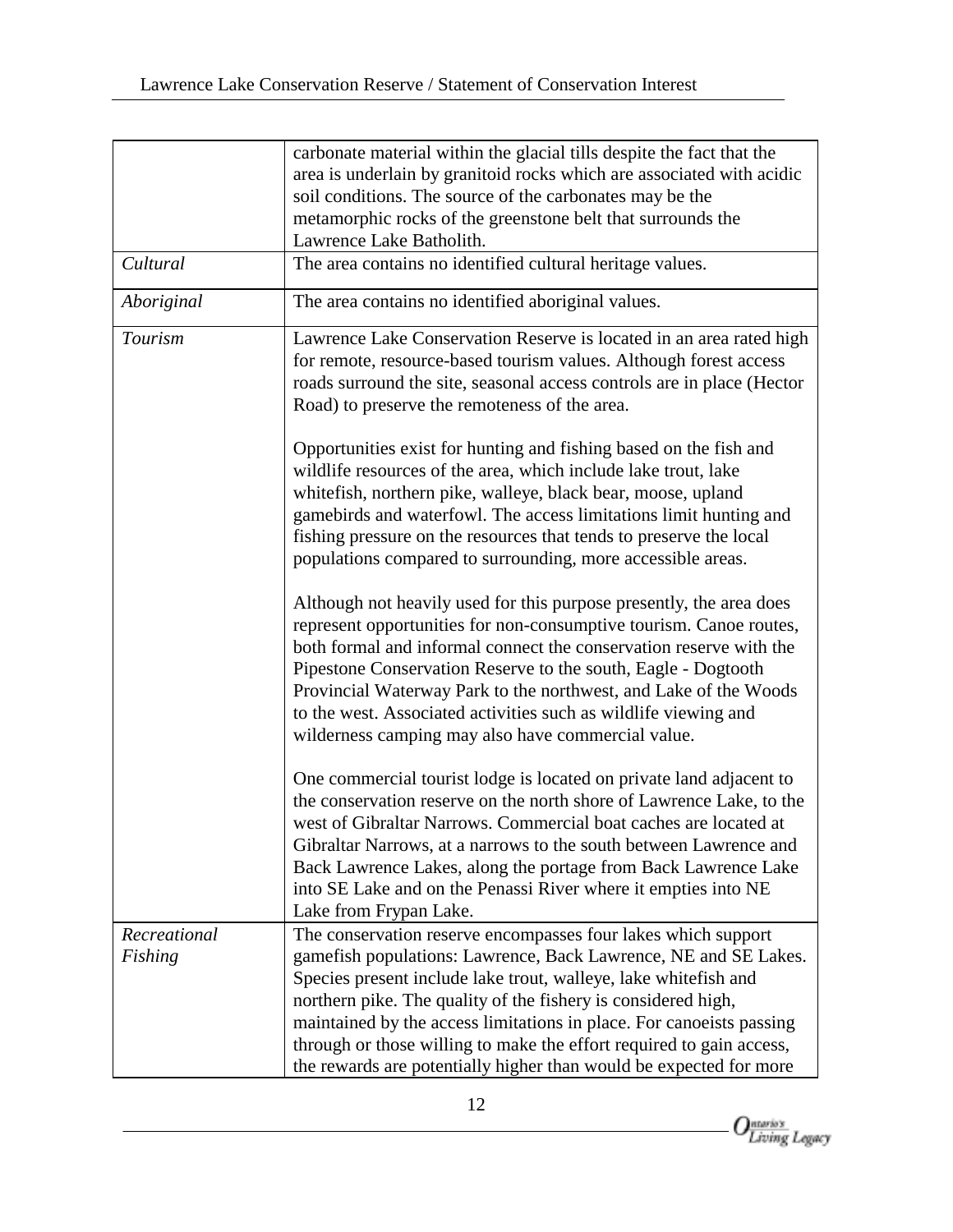| | |
|---|---|
| | carbonate material within the glacial tills despite the fact that the area is underlain by granitoid rocks which are associated with acidic soil conditions. The source of the carbonates may be the metamorphic rocks of the greenstone belt that surrounds the Lawrence Lake Batholith. |
| *Cultural* | The area contains no identified cultural heritage values. |
| *Aboriginal* | The area contains no identified aboriginal values. |
| *Tourism* | Lawrence Lake Conservation Reserve is located in an area rated high for remote, resource-based tourism values. Although forest access roads surround the site, seasonal access controls are in place (Hector Road) to preserve the remoteness of the area.<br><br>Opportunities exist for hunting and fishing based on the fish and wildlife resources of the area, which include lake trout, lake whitefish, northern pike, walleye, black bear, moose, upland gamebirds and waterfowl. The access limitations limit hunting and fishing pressure on the resources that tends to preserve the local populations compared to surrounding, more accessible areas.<br><br>Although not heavily used for this purpose presently, the area does represent opportunities for non-consumptive tourism. Canoe routes, both formal and informal connect the conservation reserve with the Pipestone Conservation Reserve to the south, Eagle - Dogtooth Provincial Waterway Park to the northwest, and Lake of the Woods to the west. Associated activities such as wildlife viewing and wilderness camping may also have commercial value.<br><br>One commercial tourist lodge is located on private land adjacent to the conservation reserve on the north shore of Lawrence Lake, to the west of Gibraltar Narrows. Commercial boat caches are located at Gibraltar Narrows, at a narrows to the south between Lawrence and Back Lawrence Lakes, along the portage from Back Lawrence Lake into SE Lake and on the Penassi River where it empties into NE Lake from Frypan Lake. |
| *Recreational Fishing* | The conservation reserve encompasses four lakes which support gamefish populations: Lawrence, Back Lawrence, NE and SE Lakes. Species present include lake trout, walleye, lake whitefish and northern pike. The quality of the fishery is considered high, maintained by the access limitations in place. For canoeists passing through or those willing to make the effort required to gain access, the rewards are potentially higher than would be expected for more |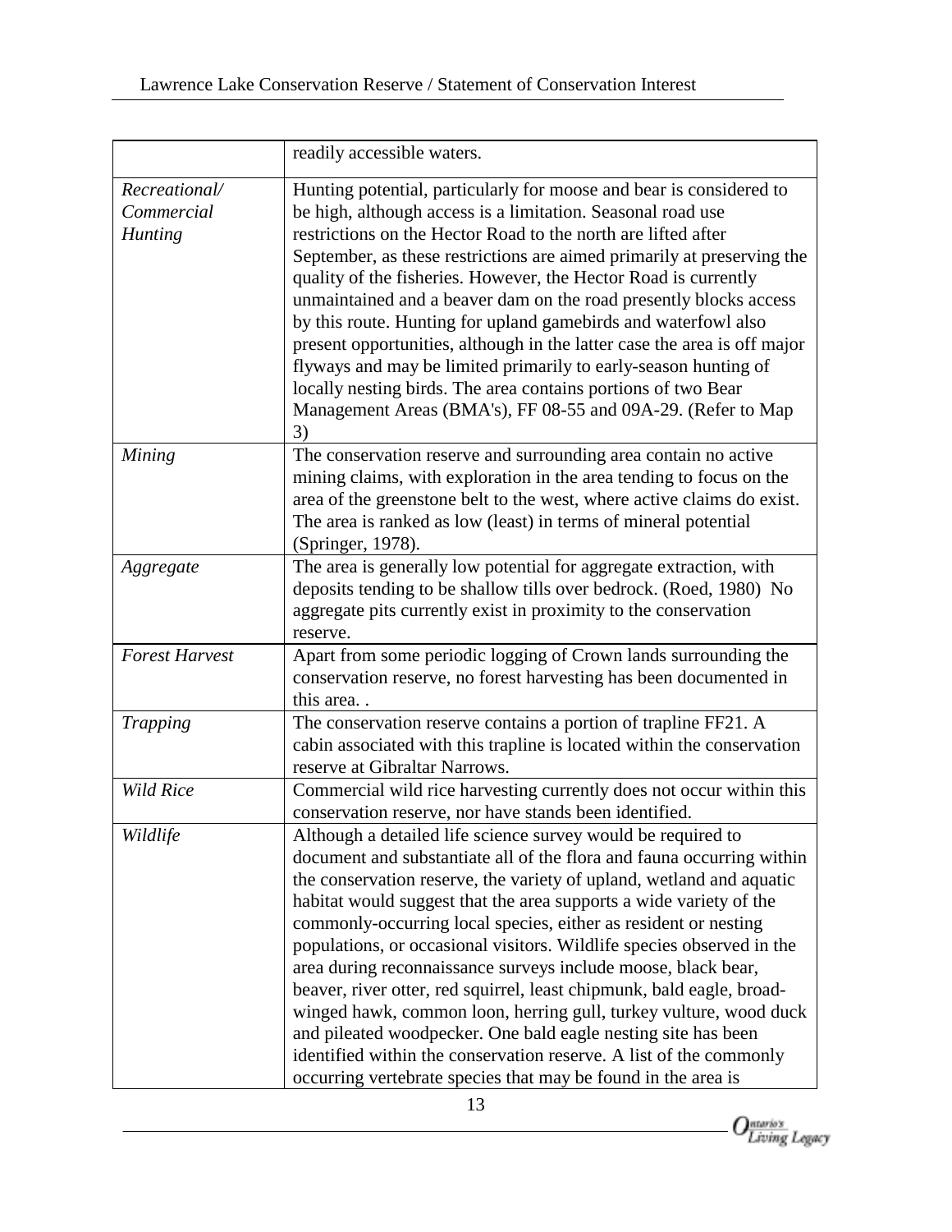| | |
|---|---|
| | readily accessible waters. |
| *Recreational/ Commercial Hunting* | Hunting potential, particularly for moose and bear is considered to be high, although access is a limitation. Seasonal road use restrictions on the Hector Road to the north are lifted after September, as these restrictions are aimed primarily at preserving the quality of the fisheries. However, the Hector Road is currently unmaintained and a beaver dam on the road presently blocks access by this route. Hunting for upland gamebirds and waterfowl also present opportunities, although in the latter case the area is off major flyways and may be limited primarily to early-season hunting of locally nesting birds. The area contains portions of two Bear Management Areas (BMA's), FF 08-55 and 09A-29. (Refer to Map 3) |
| *Mining* | The conservation reserve and surrounding area contain no active mining claims, with exploration in the area tending to focus on the area of the greenstone belt to the west, where active claims do exist. The area is ranked as low (least) in terms of mineral potential (Springer, 1978). |
| *Aggregate* | The area is generally low potential for aggregate extraction, with deposits tending to be shallow tills over bedrock. (Roed, 1980) No aggregate pits currently exist in proximity to the conservation reserve. |
| *Forest Harvest* | Apart from some periodic logging of Crown lands surrounding the conservation reserve, no forest harvesting has been documented in this area. . |
| *Trapping* | The conservation reserve contains a portion of trapline FF21. A cabin associated with this trapline is located within the conservation reserve at Gibraltar Narrows. |
| *Wild Rice* | Commercial wild rice harvesting currently does not occur within this conservation reserve, nor have stands been identified. |
| *Wildlife* | Although a detailed life science survey would be required to document and substantiate all of the flora and fauna occurring within the conservation reserve, the variety of upland, wetland and aquatic habitat would suggest that the area supports a wide variety of the commonly-occurring local species, either as resident or nesting populations, or occasional visitors. Wildlife species observed in the area during reconnaissance surveys include moose, black bear, beaver, river otter, red squirrel, least chipmunk, bald eagle, broad-winged hawk, common loon, herring gull, turkey vulture, wood duck and pileated woodpecker. One bald eagle nesting site has been identified within the conservation reserve. A list of the commonly occurring vertebrate species that may be found in the area is |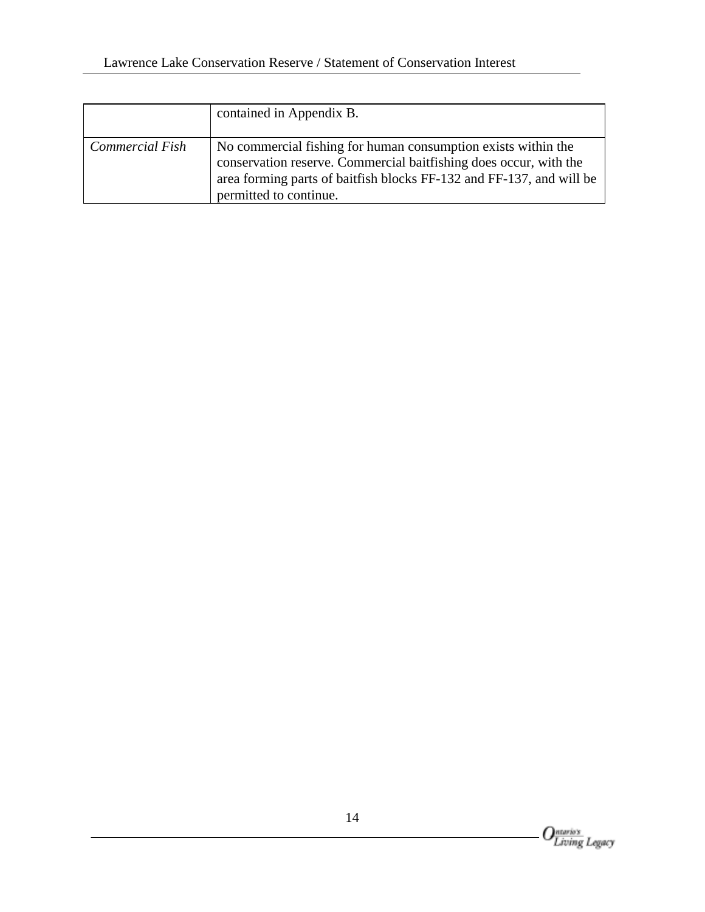| | |
|---|---|
| | contained in Appendix B. |
| *Commercial Fish* | No commercial fishing for human consumption exists within the conservation reserve. Commercial baitfishing does occur, with the area forming parts of baitfish blocks FF-132 and FF-137, and will be permitted to continue. |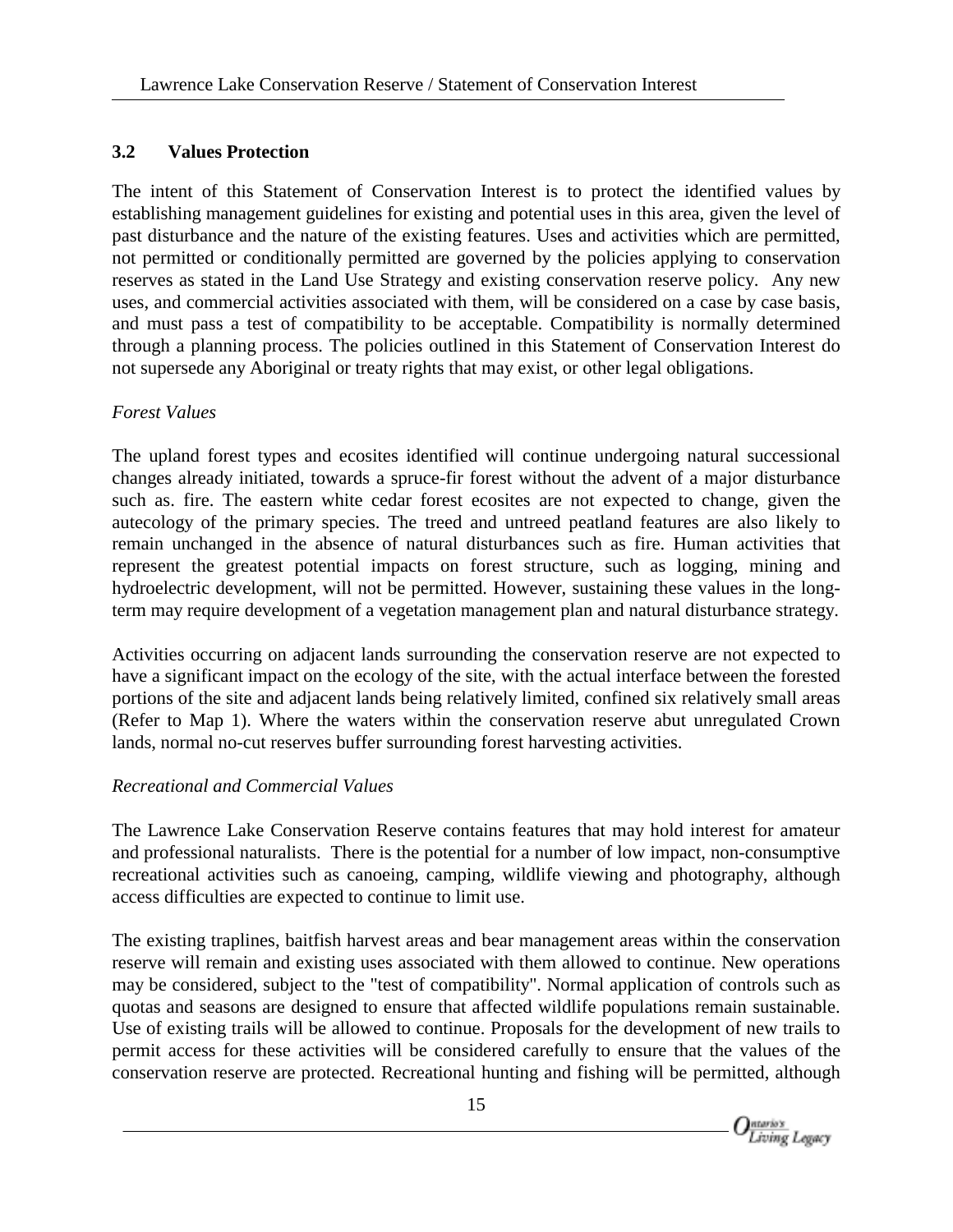## 3.2 Values Protection

The intent of this Statement of Conservation Interest is to protect the identified values by establishing management guidelines for existing and potential uses in this area, given the level of past disturbance and the nature of the existing features. Uses and activities which are permitted, not permitted or conditionally permitted are governed by the policies applying to conservation reserves as stated in the Land Use Strategy and existing conservation reserve policy. Any new uses, and commercial activities associated with them, will be considered on a case by case basis, and must pass a test of compatibility to be acceptable. Compatibility is normally determined through a planning process. The policies outlined in this Statement of Conservation Interest do not supersede any Aboriginal or treaty rights that may exist, or other legal obligations.

*Forest Values*

The upland forest types and ecosites identified will continue undergoing natural successional changes already initiated, towards a spruce-fir forest without the advent of a major disturbance such as. fire. The eastern white cedar forest ecosites are not expected to change, given the autecology of the primary species. The treed and untreed peatland features are also likely to remain unchanged in the absence of natural disturbances such as fire. Human activities that represent the greatest potential impacts on forest structure, such as logging, mining and hydroelectric development, will not be permitted. However, sustaining these values in the long-term may require development of a vegetation management plan and natural disturbance strategy.

Activities occurring on adjacent lands surrounding the conservation reserve are not expected to have a significant impact on the ecology of the site, with the actual interface between the forested portions of the site and adjacent lands being relatively limited, confined six relatively small areas (Refer to Map 1). Where the waters within the conservation reserve abut unregulated Crown lands, normal no-cut reserves buffer surrounding forest harvesting activities.

*Recreational and Commercial Values*

The Lawrence Lake Conservation Reserve contains features that may hold interest for amateur and professional naturalists. There is the potential for a number of low impact, non-consumptive recreational activities such as canoeing, camping, wildlife viewing and photography, although access difficulties are expected to continue to limit use.

The existing traplines, baitfish harvest areas and bear management areas within the conservation reserve will remain and existing uses associated with them allowed to continue. New operations may be considered, subject to the "test of compatibility". Normal application of controls such as quotas and seasons are designed to ensure that affected wildlife populations remain sustainable. Use of existing trails will be allowed to continue. Proposals for the development of new trails to permit access for these activities will be considered carefully to ensure that the values of the conservation reserve are protected. Recreational hunting and fishing will be permitted, although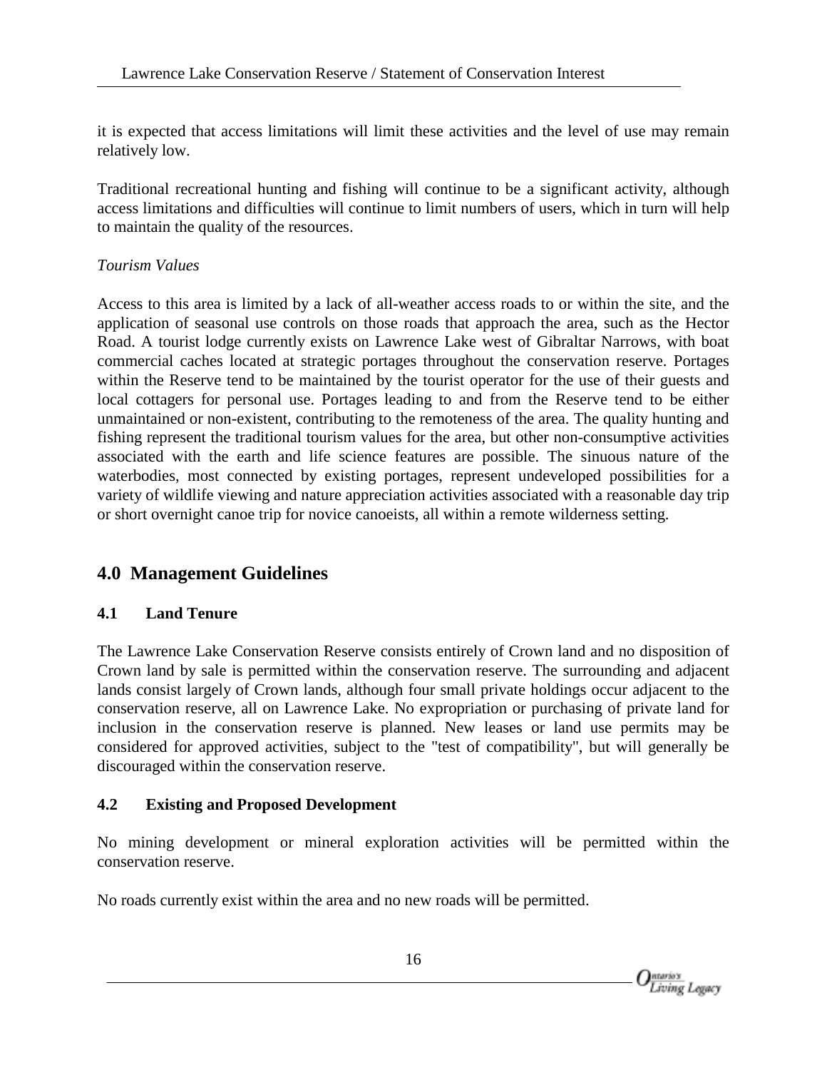it is expected that access limitations will limit these activities and the level of use may remain relatively low.

Traditional recreational hunting and fishing will continue to be a significant activity, although access limitations and difficulties will continue to limit numbers of users, which in turn will help to maintain the quality of the resources.

*Tourism Values*

Access to this area is limited by a lack of all-weather access roads to or within the site, and the application of seasonal use controls on those roads that approach the area, such as the Hector Road. A tourist lodge currently exists on Lawrence Lake west of Gibraltar Narrows, with boat commercial caches located at strategic portages throughout the conservation reserve. Portages within the Reserve tend to be maintained by the tourist operator for the use of their guests and local cottagers for personal use. Portages leading to and from the Reserve tend to be either unmaintained or non-existent, contributing to the remoteness of the area. The quality hunting and fishing represent the traditional tourism values for the area, but other non-consumptive activities associated with the earth and life science features are possible. The sinuous nature of the waterbodies, most connected by existing portages, represent undeveloped possibilities for a variety of wildlife viewing and nature appreciation activities associated with a reasonable day trip or short overnight canoe trip for novice canoeists, all within a remote wilderness setting.

## 4.0 Management Guidelines

### 4.1 Land Tenure

The Lawrence Lake Conservation Reserve consists entirely of Crown land and no disposition of Crown land by sale is permitted within the conservation reserve. The surrounding and adjacent lands consist largely of Crown lands, although four small private holdings occur adjacent to the conservation reserve, all on Lawrence Lake. No expropriation or purchasing of private land for inclusion in the conservation reserve is planned. New leases or land use permits may be considered for approved activities, subject to the "test of compatibility", but will generally be discouraged within the conservation reserve.

### 4.2 Existing and Proposed Development

No mining development or mineral exploration activities will be permitted within the conservation reserve.

No roads currently exist within the area and no new roads will be permitted.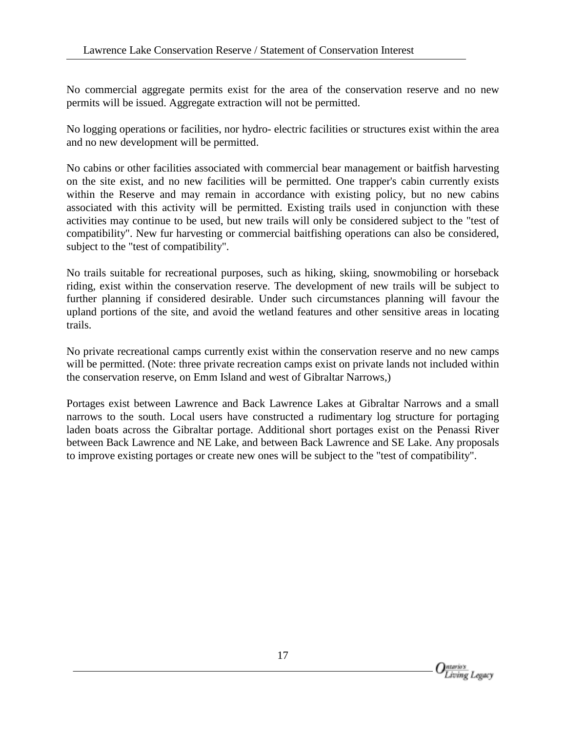No commercial aggregate permits exist for the area of the conservation reserve and no new permits will be issued. Aggregate extraction will not be permitted.

No logging operations or facilities, nor hydro- electric facilities or structures exist within the area and no new development will be permitted.

No cabins or other facilities associated with commercial bear management or baitfish harvesting on the site exist, and no new facilities will be permitted. One trapper's cabin currently exists within the Reserve and may remain in accordance with existing policy, but no new cabins associated with this activity will be permitted. Existing trails used in conjunction with these activities may continue to be used, but new trails will only be considered subject to the "test of compatibility". New fur harvesting or commercial baitfishing operations can also be considered, subject to the "test of compatibility".

No trails suitable for recreational purposes, such as hiking, skiing, snowmobiling or horseback riding, exist within the conservation reserve. The development of new trails will be subject to further planning if considered desirable. Under such circumstances planning will favour the upland portions of the site, and avoid the wetland features and other sensitive areas in locating trails.

No private recreational camps currently exist within the conservation reserve and no new camps will be permitted. (Note: three private recreation camps exist on private lands not included within the conservation reserve, on Emm Island and west of Gibraltar Narrows,)

Portages exist between Lawrence and Back Lawrence Lakes at Gibraltar Narrows and a small narrows to the south. Local users have constructed a rudimentary log structure for portaging laden boats across the Gibraltar portage. Additional short portages exist on the Penassi River between Back Lawrence and NE Lake, and between Back Lawrence and SE Lake. Any proposals to improve existing portages or create new ones will be subject to the "test of compatibility".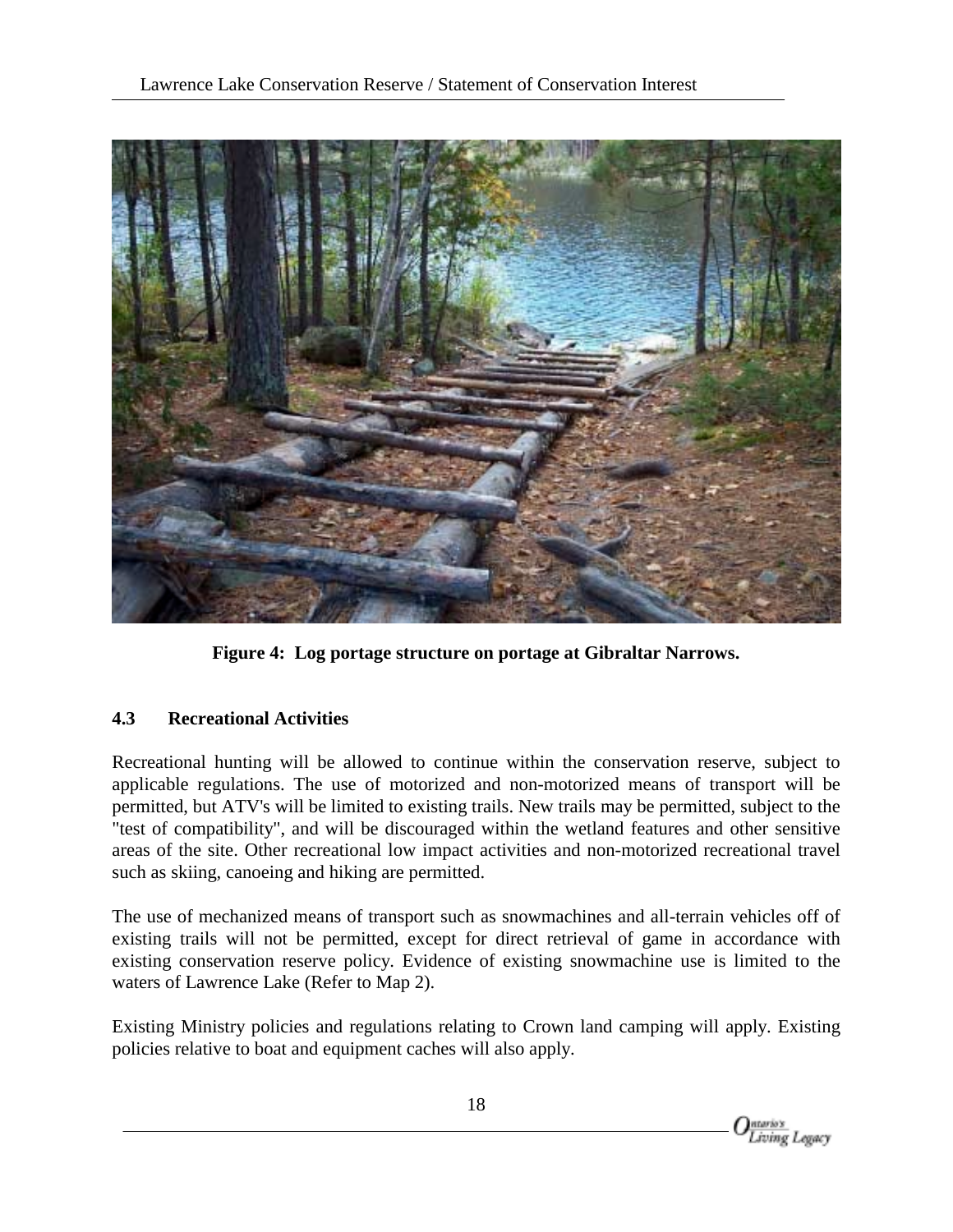**Figure 4: Log portage structure on portage at Gibraltar Narrows.**

### 4.3 Recreational Activities

Recreational hunting will be allowed to continue within the conservation reserve, subject to applicable regulations. The use of motorized and non-motorized means of transport will be permitted, but ATV's will be limited to existing trails. New trails may be permitted, subject to the "test of compatibility", and will be discouraged within the wetland features and other sensitive areas of the site. Other recreational low impact activities and non-motorized recreational travel such as skiing, canoeing and hiking are permitted.

The use of mechanized means of transport such as snowmachines and all-terrain vehicles off of existing trails will not be permitted, except for direct retrieval of game in accordance with existing conservation reserve policy. Evidence of existing snowmachine use is limited to the waters of Lawrence Lake (Refer to Map 2).

Existing Ministry policies and regulations relating to Crown land camping will apply. Existing policies relative to boat and equipment caches will also apply.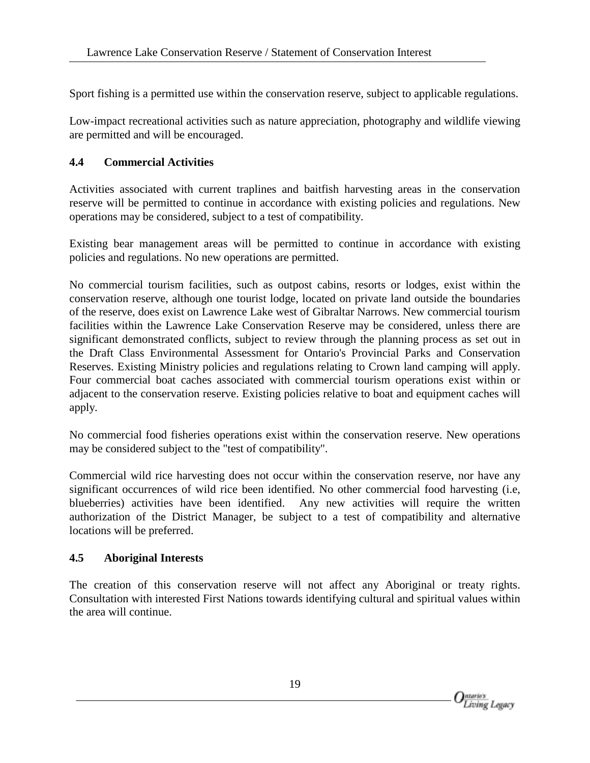Sport fishing is a permitted use within the conservation reserve, subject to applicable regulations.

Low-impact recreational activities such as nature appreciation, photography and wildlife viewing are permitted and will be encouraged.

### 4.4 Commercial Activities

Activities associated with current traplines and baitfish harvesting areas in the conservation reserve will be permitted to continue in accordance with existing policies and regulations. New operations may be considered, subject to a test of compatibility.

Existing bear management areas will be permitted to continue in accordance with existing policies and regulations. No new operations are permitted.

No commercial tourism facilities, such as outpost cabins, resorts or lodges, exist within the conservation reserve, although one tourist lodge, located on private land outside the boundaries of the reserve, does exist on Lawrence Lake west of Gibraltar Narrows. New commercial tourism facilities within the Lawrence Lake Conservation Reserve may be considered, unless there are significant demonstrated conflicts, subject to review through the planning process as set out in the Draft Class Environmental Assessment for Ontario's Provincial Parks and Conservation Reserves. Existing Ministry policies and regulations relating to Crown land camping will apply. Four commercial boat caches associated with commercial tourism operations exist within or adjacent to the conservation reserve. Existing policies relative to boat and equipment caches will apply.

No commercial food fisheries operations exist within the conservation reserve. New operations may be considered subject to the "test of compatibility".

Commercial wild rice harvesting does not occur within the conservation reserve, nor have any significant occurrences of wild rice been identified. No other commercial food harvesting (i.e, blueberries) activities have been identified. Any new activities will require the written authorization of the District Manager, be subject to a test of compatibility and alternative locations will be preferred.

### 4.5 Aboriginal Interests

The creation of this conservation reserve will not affect any Aboriginal or treaty rights. Consultation with interested First Nations towards identifying cultural and spiritual values within the area will continue.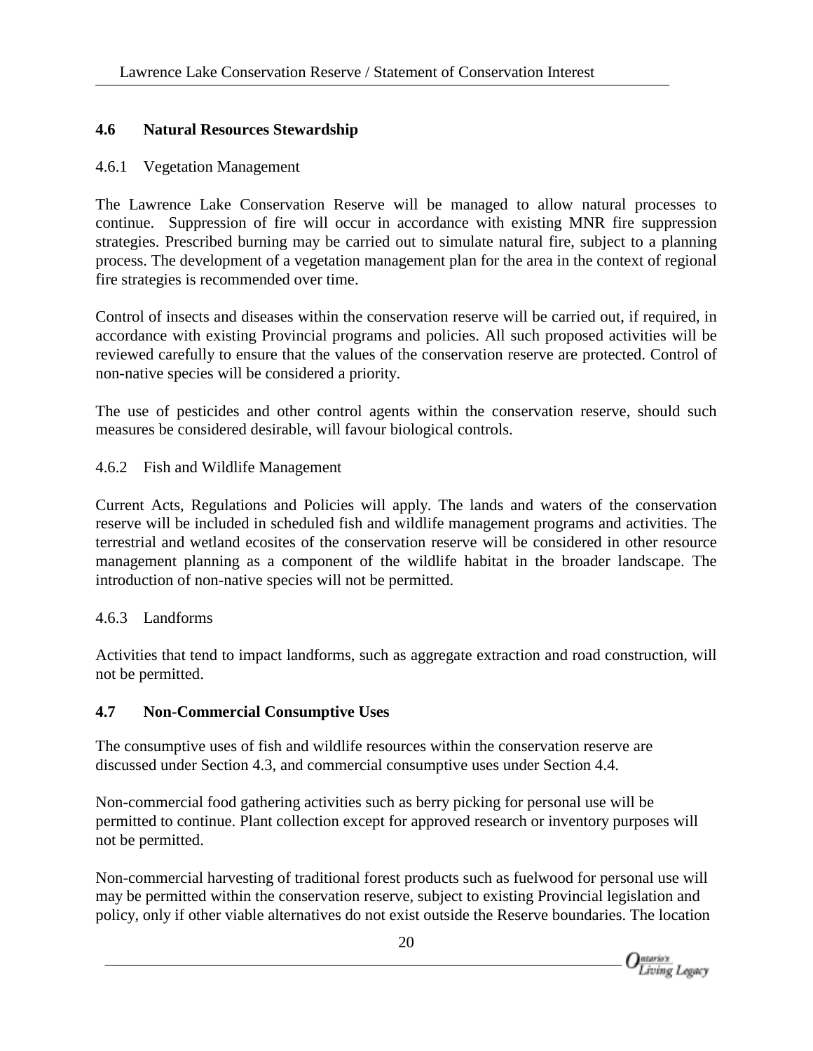## 4.6 Natural Resources Stewardship

### 4.6.1 Vegetation Management

The Lawrence Lake Conservation Reserve will be managed to allow natural processes to continue. Suppression of fire will occur in accordance with existing MNR fire suppression strategies. Prescribed burning may be carried out to simulate natural fire, subject to a planning process. The development of a vegetation management plan for the area in the context of regional fire strategies is recommended over time.

Control of insects and diseases within the conservation reserve will be carried out, if required, in accordance with existing Provincial programs and policies. All such proposed activities will be reviewed carefully to ensure that the values of the conservation reserve are protected. Control of non-native species will be considered a priority.

The use of pesticides and other control agents within the conservation reserve, should such measures be considered desirable, will favour biological controls.

### 4.6.2 Fish and Wildlife Management

Current Acts, Regulations and Policies will apply. The lands and waters of the conservation reserve will be included in scheduled fish and wildlife management programs and activities. The terrestrial and wetland ecosites of the conservation reserve will be considered in other resource management planning as a component of the wildlife habitat in the broader landscape. The introduction of non-native species will not be permitted.

### 4.6.3 Landforms

Activities that tend to impact landforms, such as aggregate extraction and road construction, will not be permitted.

## 4.7 Non-Commercial Consumptive Uses

The consumptive uses of fish and wildlife resources within the conservation reserve are discussed under Section 4.3, and commercial consumptive uses under Section 4.4.

Non-commercial food gathering activities such as berry picking for personal use will be permitted to continue. Plant collection except for approved research or inventory purposes will not be permitted.

Non-commercial harvesting of traditional forest products such as fuelwood for personal use will may be permitted within the conservation reserve, subject to existing Provincial legislation and policy, only if other viable alternatives do not exist outside the Reserve boundaries. The location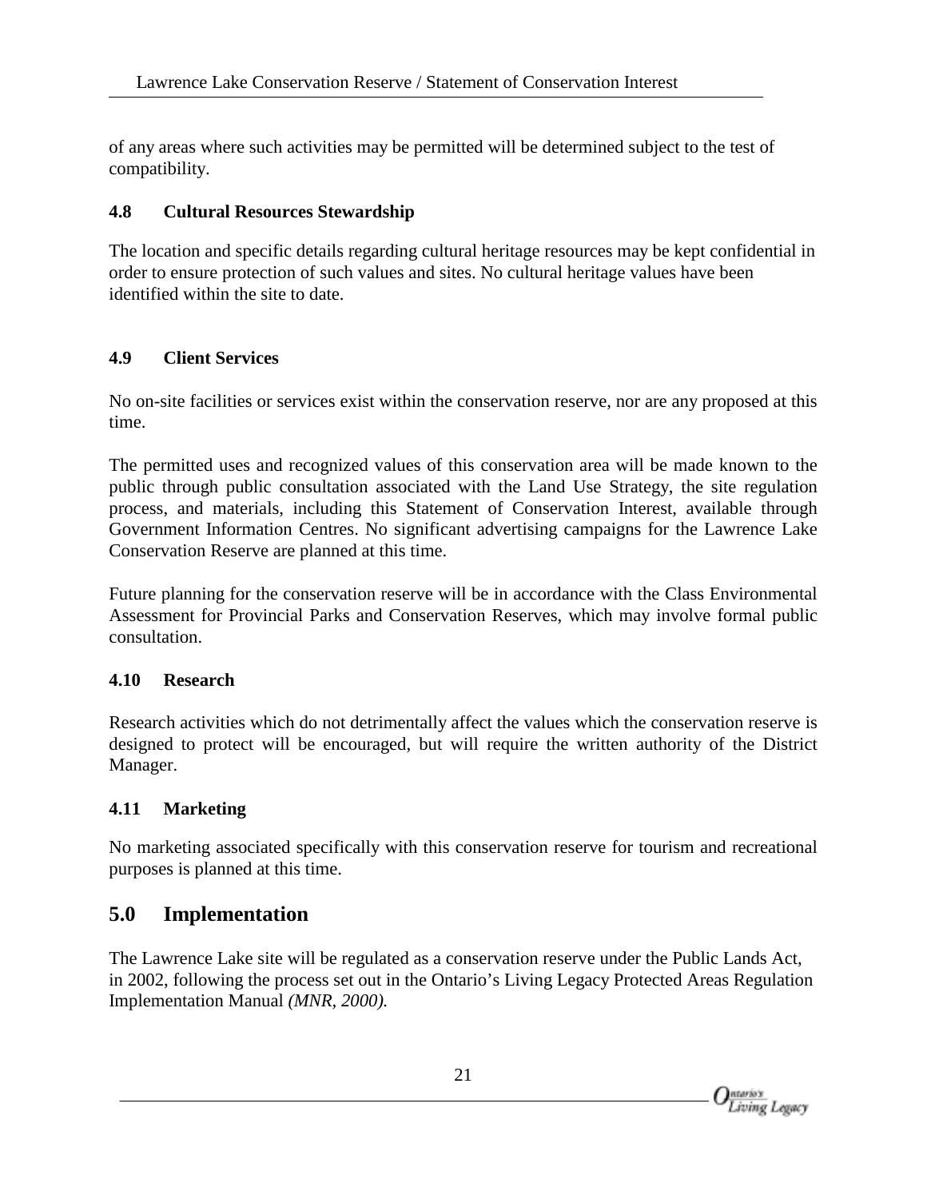of any areas where such activities may be permitted will be determined subject to the test of compatibility.

### 4.8 Cultural Resources Stewardship

The location and specific details regarding cultural heritage resources may be kept confidential in order to ensure protection of such values and sites. No cultural heritage values have been identified within the site to date.

### 4.9 Client Services

No on-site facilities or services exist within the conservation reserve, nor are any proposed at this time.

The permitted uses and recognized values of this conservation area will be made known to the public through public consultation associated with the Land Use Strategy, the site regulation process, and materials, including this Statement of Conservation Interest, available through Government Information Centres. No significant advertising campaigns for the Lawrence Lake Conservation Reserve are planned at this time.

Future planning for the conservation reserve will be in accordance with the Class Environmental Assessment for Provincial Parks and Conservation Reserves, which may involve formal public consultation.

### 4.10 Research

Research activities which do not detrimentally affect the values which the conservation reserve is designed to protect will be encouraged, but will require the written authority of the District Manager.

### 4.11 Marketing

No marketing associated specifically with this conservation reserve for tourism and recreational purposes is planned at this time.

## 5.0 Implementation

The Lawrence Lake site will be regulated as a conservation reserve under the Public Lands Act, in 2002, following the process set out in the Ontario's Living Legacy Protected Areas Regulation Implementation Manual *(MNR, 2000).*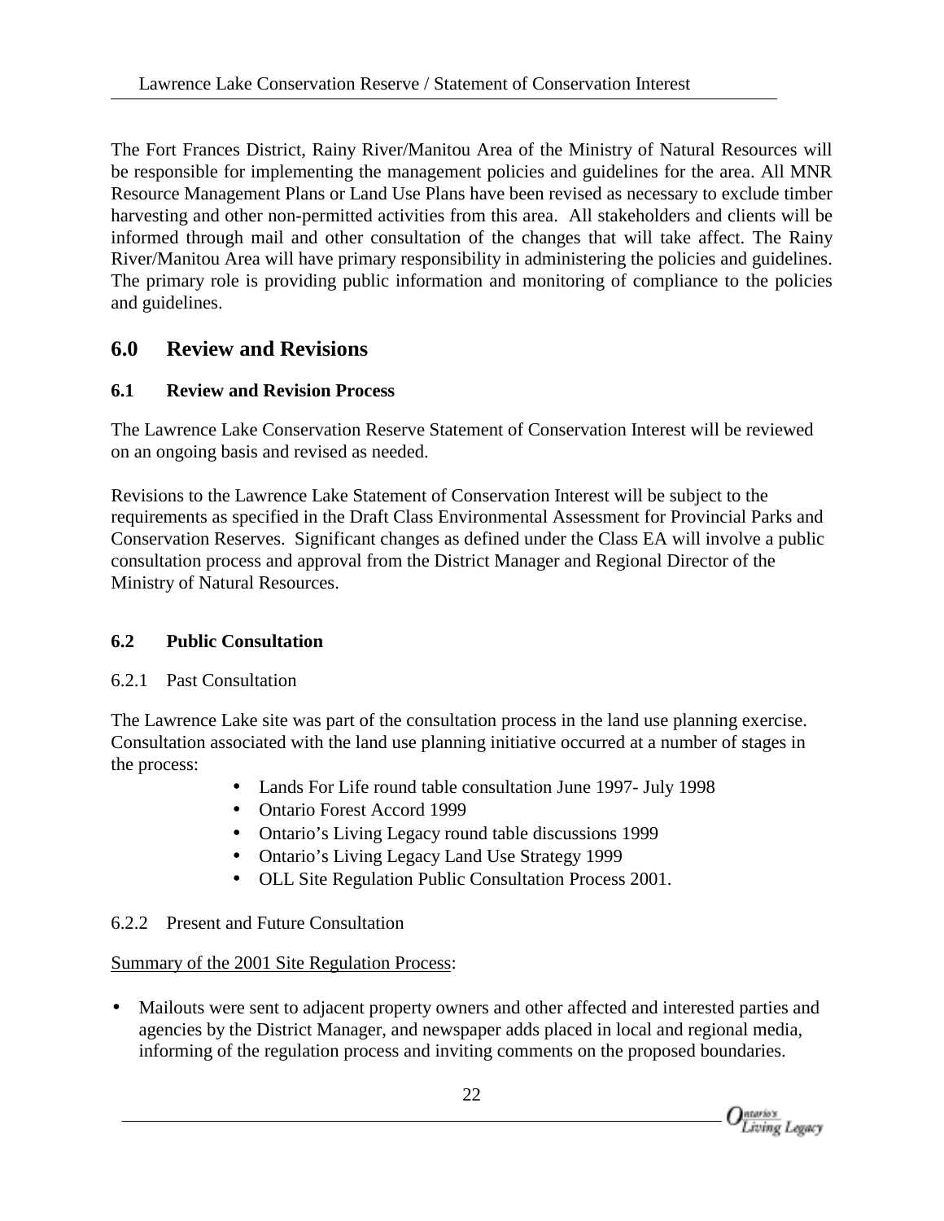The Fort Frances District, Rainy River/Manitou Area of the Ministry of Natural Resources will be responsible for implementing the management policies and guidelines for the area. All MNR Resource Management Plans or Land Use Plans have been revised as necessary to exclude timber harvesting and other non-permitted activities from this area. All stakeholders and clients will be informed through mail and other consultation of the changes that will take affect. The Rainy River/Manitou Area will have primary responsibility in administering the policies and guidelines. The primary role is providing public information and monitoring of compliance to the policies and guidelines.

## 6.0 Review and Revisions

### 6.1 Review and Revision Process

The Lawrence Lake Conservation Reserve Statement of Conservation Interest will be reviewed on an ongoing basis and revised as needed.

Revisions to the Lawrence Lake Statement of Conservation Interest will be subject to the requirements as specified in the Draft Class Environmental Assessment for Provincial Parks and Conservation Reserves. Significant changes as defined under the Class EA will involve a public consultation process and approval from the District Manager and Regional Director of the Ministry of Natural Resources.

### 6.2 Public Consultation

6.2.1 Past Consultation

The Lawrence Lake site was part of the consultation process in the land use planning exercise. Consultation associated with the land use planning initiative occurred at a number of stages in the process:

- Lands For Life round table consultation June 1997- July 1998
- Ontario Forest Accord 1999
- Ontario's Living Legacy round table discussions 1999
- Ontario's Living Legacy Land Use Strategy 1999
- OLL Site Regulation Public Consultation Process 2001.

6.2.2 Present and Future Consultation

Summary of the 2001 Site Regulation Process:

- Mailouts were sent to adjacent property owners and other affected and interested parties and agencies by the District Manager, and newspaper adds placed in local and regional media, informing of the regulation process and inviting comments on the proposed boundaries.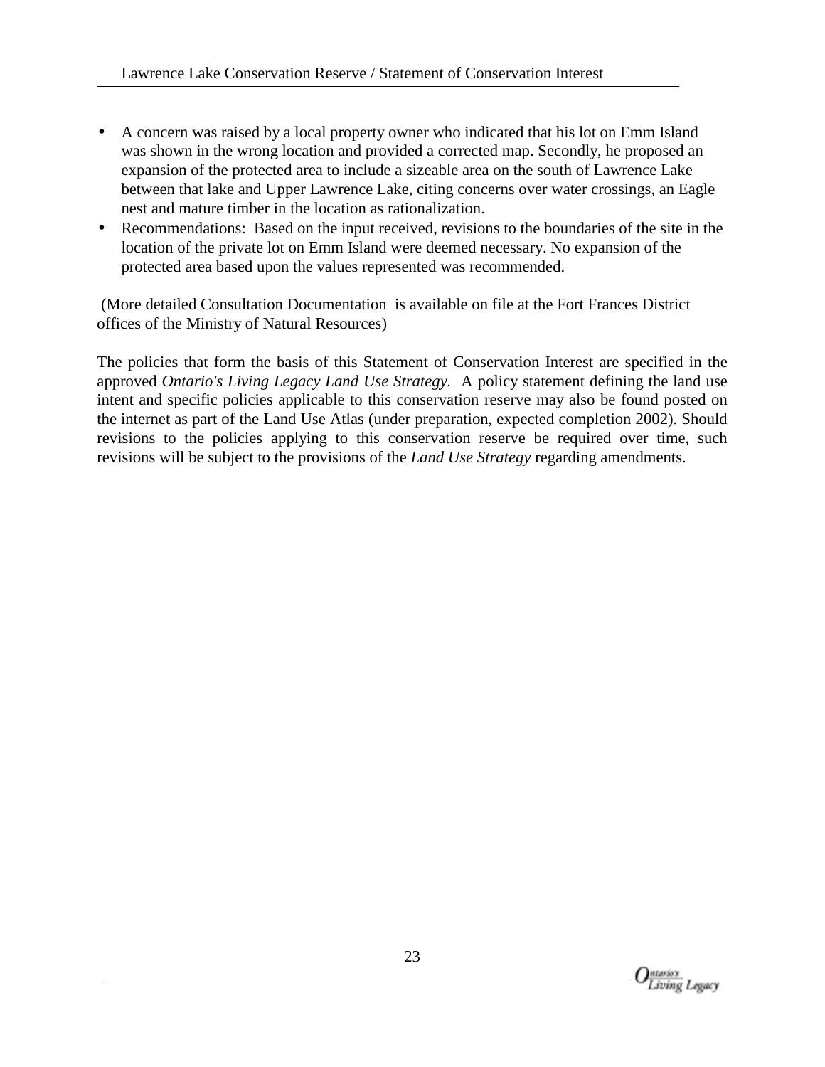- A concern was raised by a local property owner who indicated that his lot on Emm Island was shown in the wrong location and provided a corrected map. Secondly, he proposed an expansion of the protected area to include a sizeable area on the south of Lawrence Lake between that lake and Upper Lawrence Lake, citing concerns over water crossings, an Eagle nest and mature timber in the location as rationalization.
- Recommendations: Based on the input received, revisions to the boundaries of the site in the location of the private lot on Emm Island were deemed necessary. No expansion of the protected area based upon the values represented was recommended.

(More detailed Consultation Documentation is available on file at the Fort Frances District offices of the Ministry of Natural Resources)

The policies that form the basis of this Statement of Conservation Interest are specified in the approved *Ontario's Living Legacy Land Use Strategy.* A policy statement defining the land use intent and specific policies applicable to this conservation reserve may also be found posted on the internet as part of the Land Use Atlas (under preparation, expected completion 2002). Should revisions to the policies applying to this conservation reserve be required over time, such revisions will be subject to the provisions of the *Land Use Strategy* regarding amendments.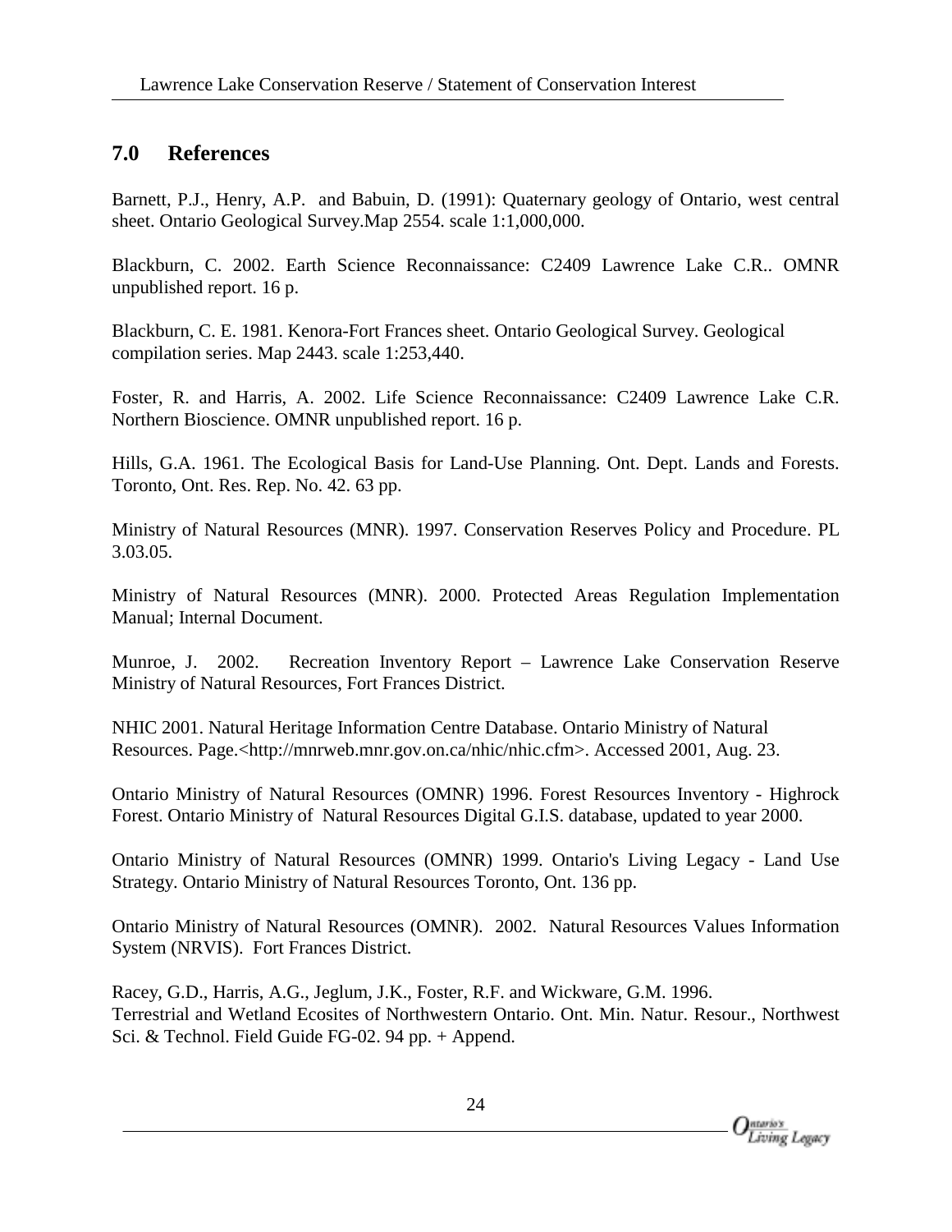## 7.0 References

Barnett, P.J., Henry, A.P. and Babuin, D. (1991): Quaternary geology of Ontario, west central sheet. Ontario Geological Survey.Map 2554. scale 1:1,000,000.

Blackburn, C. 2002. Earth Science Reconnaissance: C2409 Lawrence Lake C.R.. OMNR unpublished report. 16 p.

Blackburn, C. E. 1981. Kenora-Fort Frances sheet. Ontario Geological Survey. Geological compilation series. Map 2443. scale 1:253,440.

Foster, R. and Harris, A. 2002. Life Science Reconnaissance: C2409 Lawrence Lake C.R. Northern Bioscience. OMNR unpublished report. 16 p.

Hills, G.A. 1961. The Ecological Basis for Land-Use Planning. Ont. Dept. Lands and Forests. Toronto, Ont. Res. Rep. No. 42. 63 pp.

Ministry of Natural Resources (MNR). 1997. Conservation Reserves Policy and Procedure. PL 3.03.05.

Ministry of Natural Resources (MNR). 2000. Protected Areas Regulation Implementation Manual; Internal Document.

Munroe, J. 2002. Recreation Inventory Report – Lawrence Lake Conservation Reserve Ministry of Natural Resources, Fort Frances District.

NHIC 2001. Natural Heritage Information Centre Database. Ontario Ministry of Natural Resources. Page.<http://mnrweb.mnr.gov.on.ca/nhic/nhic.cfm>. Accessed 2001, Aug. 23.

Ontario Ministry of Natural Resources (OMNR) 1996. Forest Resources Inventory - Highrock Forest. Ontario Ministry of Natural Resources Digital G.I.S. database, updated to year 2000.

Ontario Ministry of Natural Resources (OMNR) 1999. Ontario's Living Legacy - Land Use Strategy. Ontario Ministry of Natural Resources Toronto, Ont. 136 pp.

Ontario Ministry of Natural Resources (OMNR). 2002. Natural Resources Values Information System (NRVIS). Fort Frances District.

Racey, G.D., Harris, A.G., Jeglum, J.K., Foster, R.F. and Wickware, G.M. 1996. Terrestrial and Wetland Ecosites of Northwestern Ontario. Ont. Min. Natur. Resour., Northwest Sci. & Technol. Field Guide FG-02. 94 pp. + Append.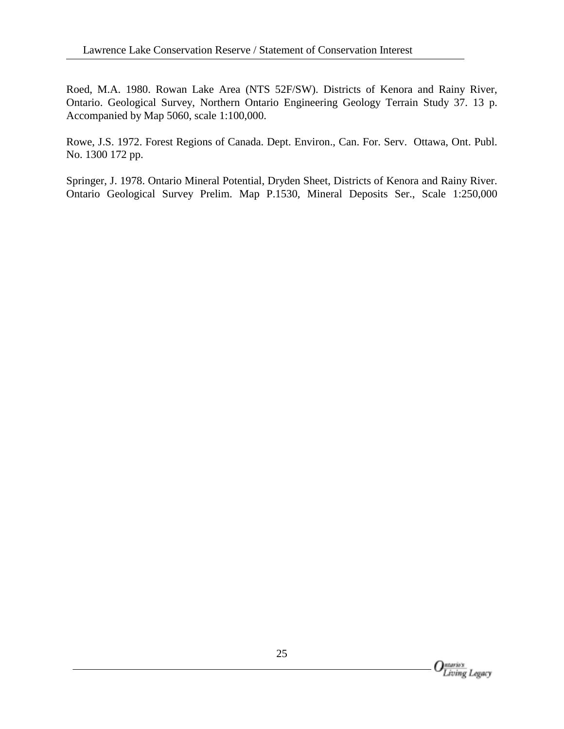Roed, M.A. 1980. Rowan Lake Area (NTS 52F/SW). Districts of Kenora and Rainy River, Ontario. Geological Survey, Northern Ontario Engineering Geology Terrain Study 37. 13 p. Accompanied by Map 5060, scale 1:100,000.

Rowe, J.S. 1972. Forest Regions of Canada. Dept. Environ., Can. For. Serv. Ottawa, Ont. Publ. No. 1300 172 pp.

Springer, J. 1978. Ontario Mineral Potential, Dryden Sheet, Districts of Kenora and Rainy River. Ontario Geological Survey Prelim. Map P.1530, Mineral Deposits Ser., Scale 1:250,000